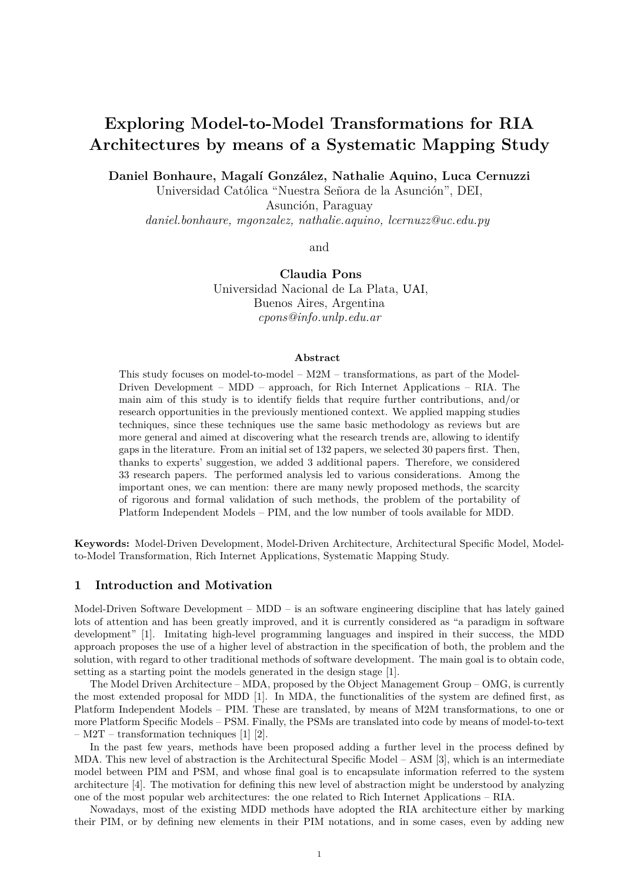# Exploring Model-to-Model Transformations for RIA Architectures by means of a Systematic Mapping Study

**Daniel Bonhaure, Magalí González, Nathalie Aquino, Luca Cernuzzi**
Universidad Católica "Nuestra Señora de la Asunción", DEI,
Asunción, Paraguay
*daniel.bonhaure, mgonzalez, nathalie.aquino, lcernuzz@uc.edu.py*

and

**Claudia Pons**
Universidad Nacional de La Plata, UAI,
Buenos Aires, Argentina
*cpons@info.unlp.edu.ar*

### Abstract

This study focuses on model-to-model – M2M – transformations, as part of the Model-Driven Development – MDD – approach, for Rich Internet Applications – RIA. The main aim of this study is to identify fields that require further contributions, and/or research opportunities in the previously mentioned context. We applied mapping studies techniques, since these techniques use the same basic methodology as reviews but are more general and aimed at discovering what the research trends are, allowing to identify gaps in the literature. From an initial set of 132 papers, we selected 30 papers first. Then, thanks to experts' suggestion, we added 3 additional papers. Therefore, we considered 33 research papers. The performed analysis led to various considerations. Among the important ones, we can mention: there are many newly proposed methods, the scarcity of rigorous and formal validation of such methods, the problem of the portability of Platform Independent Models – PIM, and the low number of tools available for MDD.

**Keywords:** Model-Driven Development, Model-Driven Architecture, Architectural Specific Model, Model-to-Model Transformation, Rich Internet Applications, Systematic Mapping Study.

## 1 Introduction and Motivation

Model-Driven Software Development – MDD – is an software engineering discipline that has lately gained lots of attention and has been greatly improved, and it is currently considered as "a paradigm in software development" [1]. Imitating high-level programming languages and inspired in their success, the MDD approach proposes the use of a higher level of abstraction in the specification of both, the problem and the solution, with regard to other traditional methods of software development. The main goal is to obtain code, setting as a starting point the models generated in the design stage [1].

The Model Driven Architecture – MDA, proposed by the Object Management Group – OMG, is currently the most extended proposal for MDD [1]. In MDA, the functionalities of the system are defined first, as Platform Independent Models – PIM. These are translated, by means of M2M transformations, to one or more Platform Specific Models – PSM. Finally, the PSMs are translated into code by means of model-to-text – M2T – transformation techniques [1] [2].

In the past few years, methods have been proposed adding a further level in the process defined by MDA. This new level of abstraction is the Architectural Specific Model – ASM [3], which is an intermediate model between PIM and PSM, and whose final goal is to encapsulate information referred to the system architecture [4]. The motivation for defining this new level of abstraction might be understood by analyzing one of the most popular web architectures: the one related to Rich Internet Applications – RIA.

Nowadays, most of the existing MDD methods have adopted the RIA architecture either by marking their PIM, or by defining new elements in their PIM notations, and in some cases, even by adding new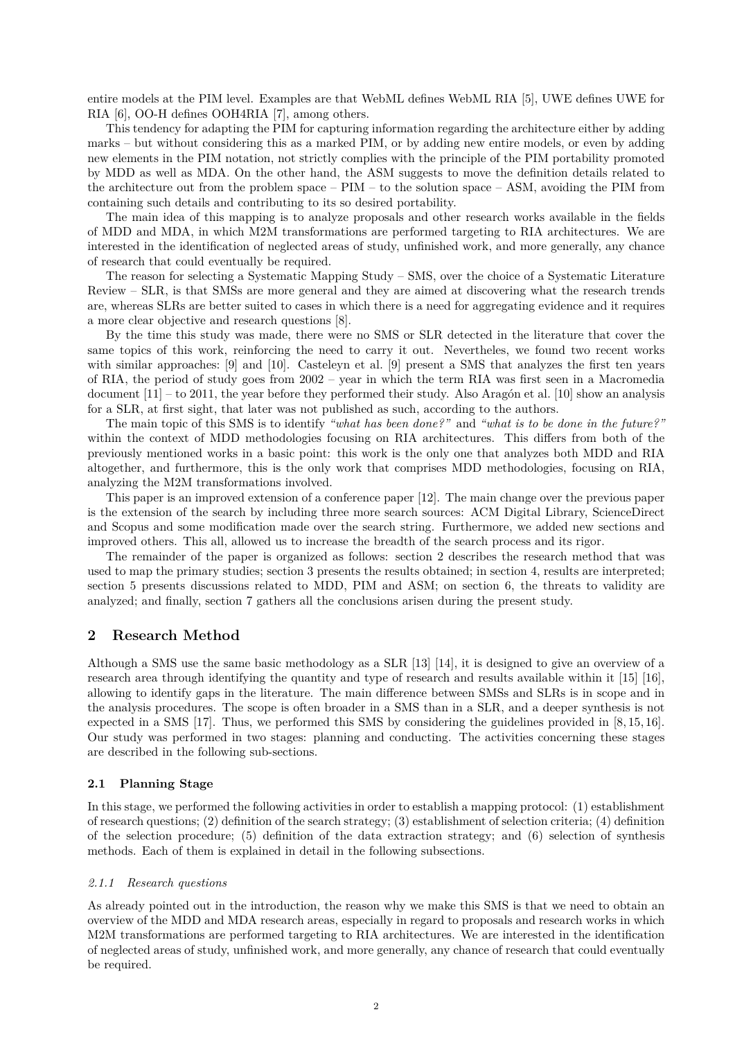entire models at the PIM level. Examples are that WebML defines WebML RIA [5], UWE defines UWE for RIA [6], OO-H defines OOH4RIA [7], among others.

This tendency for adapting the PIM for capturing information regarding the architecture either by adding marks – but without considering this as a marked PIM, or by adding new entire models, or even by adding new elements in the PIM notation, not strictly complies with the principle of the PIM portability promoted by MDD as well as MDA. On the other hand, the ASM suggests to move the definition details related to the architecture out from the problem space – PIM – to the solution space – ASM, avoiding the PIM from containing such details and contributing to its so desired portability.

The main idea of this mapping is to analyze proposals and other research works available in the fields of MDD and MDA, in which M2M transformations are performed targeting to RIA architectures. We are interested in the identification of neglected areas of study, unfinished work, and more generally, any chance of research that could eventually be required.

The reason for selecting a Systematic Mapping Study – SMS, over the choice of a Systematic Literature Review – SLR, is that SMSs are more general and they are aimed at discovering what the research trends are, whereas SLRs are better suited to cases in which there is a need for aggregating evidence and it requires a more clear objective and research questions [8].

By the time this study was made, there were no SMS or SLR detected in the literature that cover the same topics of this work, reinforcing the need to carry it out. Nevertheles, we found two recent works with similar approaches: [9] and [10]. Casteleyn et al. [9] present a SMS that analyzes the first ten years of RIA, the period of study goes from 2002 – year in which the term RIA was first seen in a Macromedia document [11] – to 2011, the year before they performed their study. Also Aragón et al. [10] show an analysis for a SLR, at first sight, that later was not published as such, according to the authors.

The main topic of this SMS is to identify *"what has been done?"* and *"what is to be done in the future?"* within the context of MDD methodologies focusing on RIA architectures. This differs from both of the previously mentioned works in a basic point: this work is the only one that analyzes both MDD and RIA altogether, and furthermore, this is the only work that comprises MDD methodologies, focusing on RIA, analyzing the M2M transformations involved.

This paper is an improved extension of a conference paper [12]. The main change over the previous paper is the extension of the search by including three more search sources: ACM Digital Library, ScienceDirect and Scopus and some modification made over the search string. Furthermore, we added new sections and improved others. This all, allowed us to increase the breadth of the search process and its rigor.

The remainder of the paper is organized as follows: section 2 describes the research method that was used to map the primary studies; section 3 presents the results obtained; in section 4, results are interpreted; section 5 presents discussions related to MDD, PIM and ASM; on section 6, the threats to validity are analyzed; and finally, section 7 gathers all the conclusions arisen during the present study.

## 2 Research Method

Although a SMS use the same basic methodology as a SLR [13] [14], it is designed to give an overview of a research area through identifying the quantity and type of research and results available within it [15] [16], allowing to identify gaps in the literature. The main difference between SMSs and SLRs is in scope and in the analysis procedures. The scope is often broader in a SMS than in a SLR, and a deeper synthesis is not expected in a SMS [17]. Thus, we performed this SMS by considering the guidelines provided in [8, 15, 16]. Our study was performed in two stages: planning and conducting. The activities concerning these stages are described in the following sub-sections.

### 2.1 Planning Stage

In this stage, we performed the following activities in order to establish a mapping protocol: (1) establishment of research questions; (2) definition of the search strategy; (3) establishment of selection criteria; (4) definition of the selection procedure; (5) definition of the data extraction strategy; and (6) selection of synthesis methods. Each of them is explained in detail in the following subsections.

#### *2.1.1 Research questions*

As already pointed out in the introduction, the reason why we make this SMS is that we need to obtain an overview of the MDD and MDA research areas, especially in regard to proposals and research works in which M2M transformations are performed targeting to RIA architectures. We are interested in the identification of neglected areas of study, unfinished work, and more generally, any chance of research that could eventually be required.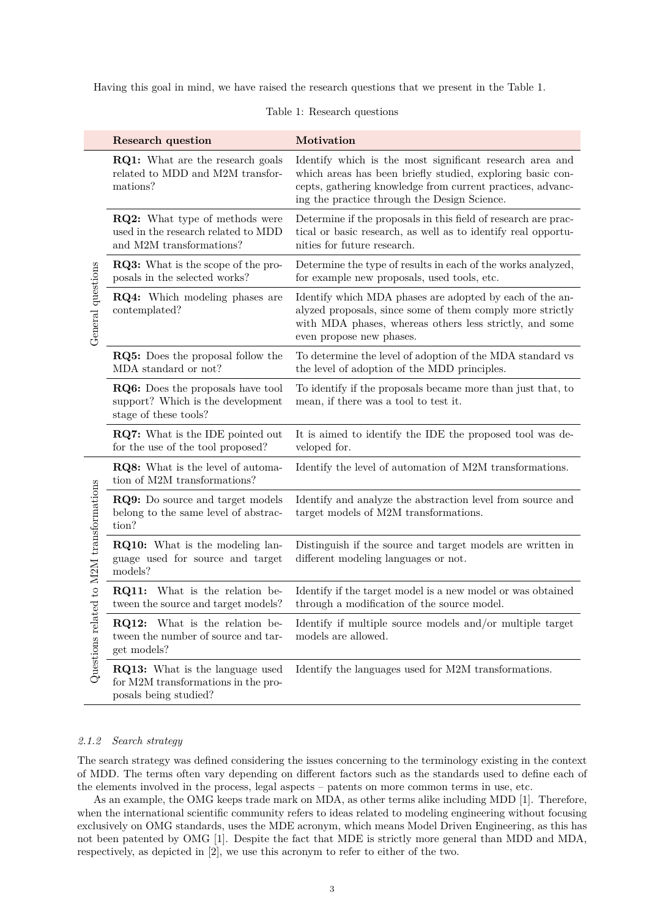Having this goal in mind, we have raised the research questions that we present in the Table 1.

Table 1: Research questions

| | Research question | Motivation |
|---|---|---|
| General questions | **RQ1:** What are the research goals related to MDD and M2M transformations? | Identify which is the most significant research area and which areas has been briefly studied, exploring basic concepts, gathering knowledge from current practices, advancing the practice through the Design Science. |
| | **RQ2:** What type of methods were used in the research related to MDD and M2M transformations? | Determine if the proposals in this field of research are practical or basic research, as well as to identify real opportunities for future research. |
| | **RQ3:** What is the scope of the proposals in the selected works? | Determine the type of results in each of the works analyzed, for example new proposals, used tools, etc. |
| | **RQ4:** Which modeling phases are contemplated? | Identify which MDA phases are adopted by each of the analyzed proposals, since some of them comply more strictly with MDA phases, whereas others less strictly, and some even propose new phases. |
| | **RQ5:** Does the proposal follow the MDA standard or not? | To determine the level of adoption of the MDA standard vs the level of adoption of the MDD principles. |
| | **RQ6:** Does the proposals have tool support? Which is the development stage of these tools? | To identify if the proposals became more than just that, to mean, if there was a tool to test it. |
| | **RQ7:** What is the IDE pointed out for the use of the tool proposed? | It is aimed to identify the IDE the proposed tool was developed for. |
| Questions related to M2M transformations | **RQ8:** What is the level of automation of M2M transformations? | Identify the level of automation of M2M transformations. |
| | **RQ9:** Do source and target models belong to the same level of abstraction? | Identify and analyze the abstraction level from source and target models of M2M transformations. |
| | **RQ10:** What is the modeling language used for source and target models? | Distinguish if the source and target models are written in different modeling languages or not. |
| | **RQ11:** What is the relation between the source and target models? | Identify if the target model is a new model or was obtained through a modification of the source model. |
| | **RQ12:** What is the relation between the number of source and target models? | Identify if multiple source models and/or multiple target models are allowed. |
| | **RQ13:** What is the language used for M2M transformations in the proposals being studied? | Identify the languages used for M2M transformations. |

#### *2.1.2 Search strategy*

The search strategy was defined considering the issues concerning to the terminology existing in the context of MDD. The terms often vary depending on different factors such as the standards used to define each of the elements involved in the process, legal aspects – patents on more common terms in use, etc.

As an example, the OMG keeps trade mark on MDA, as other terms alike including MDD [1]. Therefore, when the international scientific community refers to ideas related to modeling engineering without focusing exclusively on OMG standards, uses the MDE acronym, which means Model Driven Engineering, as this has not been patented by OMG [1]. Despite the fact that MDE is strictly more general than MDD and MDA, respectively, as depicted in [2], we use this acronym to refer to either of the two.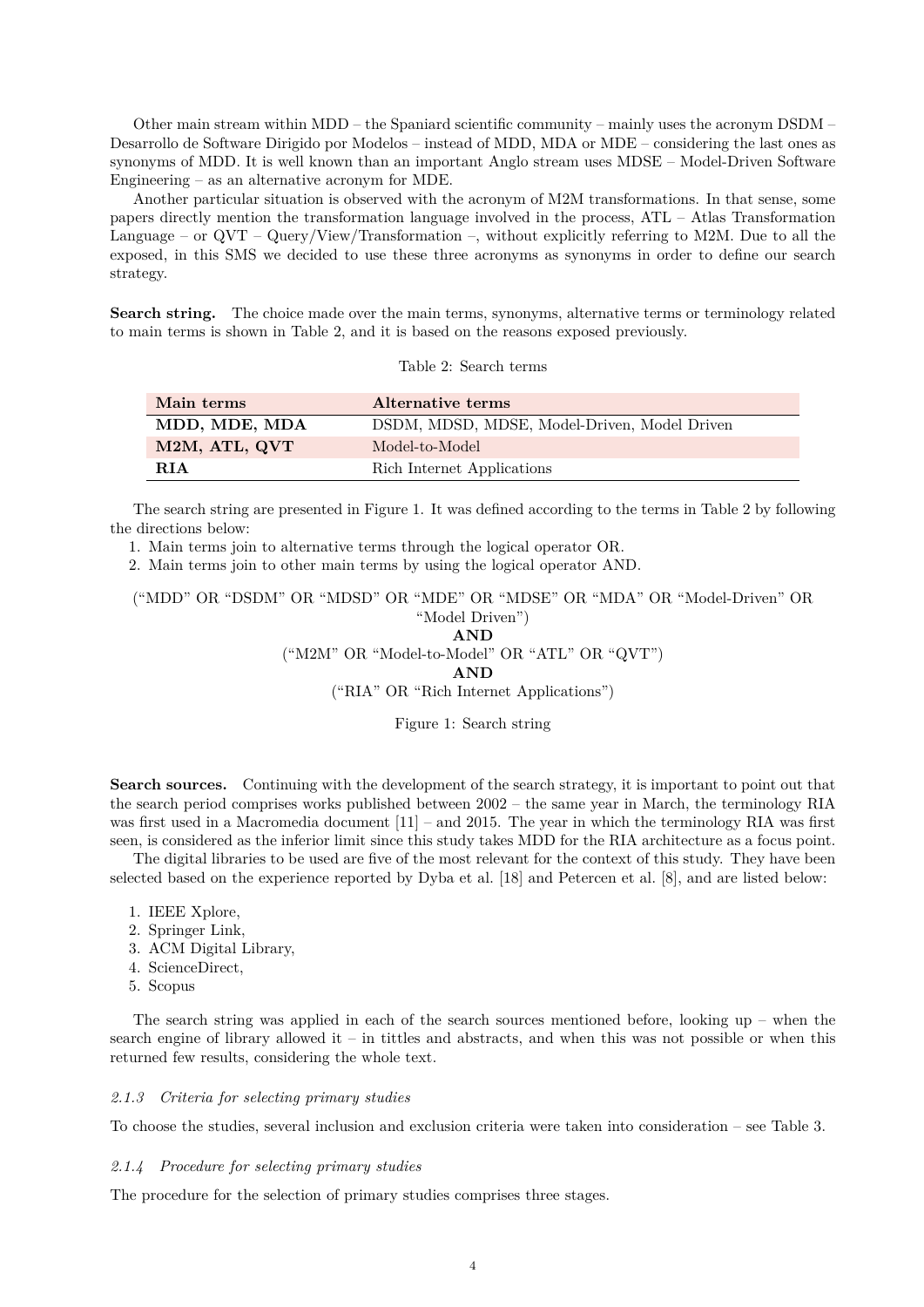Other main stream within MDD – the Spaniard scientific community – mainly uses the acronym DSDM – Desarrollo de Software Dirigido por Modelos – instead of MDD, MDA or MDE – considering the last ones as synonyms of MDD. It is well known than an important Anglo stream uses MDSE – Model-Driven Software Engineering – as an alternative acronym for MDE.

Another particular situation is observed with the acronym of M2M transformations. In that sense, some papers directly mention the transformation language involved in the process, ATL – Atlas Transformation Language – or QVT – Query/View/Transformation –, without explicitly referring to M2M. Due to all the exposed, in this SMS we decided to use these three acronyms as synonyms in order to define our search strategy.

**Search string.** The choice made over the main terms, synonyms, alternative terms or terminology related to main terms is shown in Table 2, and it is based on the reasons exposed previously.

Table 2: Search terms

| Main terms | Alternative terms |
|---|---|
| **MDD, MDE, MDA** | DSDM, MDSD, MDSE, Model-Driven, Model Driven |
| **M2M, ATL, QVT** | Model-to-Model |
| **RIA** | Rich Internet Applications |

The search string are presented in Figure 1. It was defined according to the terms in Table 2 by following the directions below:

1. Main terms join to alternative terms through the logical operator OR.
2. Main terms join to other main terms by using the logical operator AND.

("MDD" OR "DSDM" OR "MDSD" OR "MDE" OR "MDSE" OR "MDA" OR "Model-Driven" OR "Model Driven")
**AND**
("M2M" OR "Model-to-Model" OR "ATL" OR "QVT")
**AND**
("RIA" OR "Rich Internet Applications")

Figure 1: Search string

**Search sources.** Continuing with the development of the search strategy, it is important to point out that the search period comprises works published between 2002 – the same year in March, the terminology RIA was first used in a Macromedia document [11] – and 2015. The year in which the terminology RIA was first seen, is considered as the inferior limit since this study takes MDD for the RIA architecture as a focus point.

The digital libraries to be used are five of the most relevant for the context of this study. They have been selected based on the experience reported by Dyba et al. [18] and Petercen et al. [8], and are listed below:

1. IEEE Xplore,
2. Springer Link,
3. ACM Digital Library,
4. ScienceDirect,
5. Scopus

The search string was applied in each of the search sources mentioned before, looking up – when the search engine of library allowed it – in tittles and abstracts, and when this was not possible or when this returned few results, considering the whole text.

#### *2.1.3 Criteria for selecting primary studies*

To choose the studies, several inclusion and exclusion criteria were taken into consideration – see Table 3.

#### *2.1.4 Procedure for selecting primary studies*

The procedure for the selection of primary studies comprises three stages.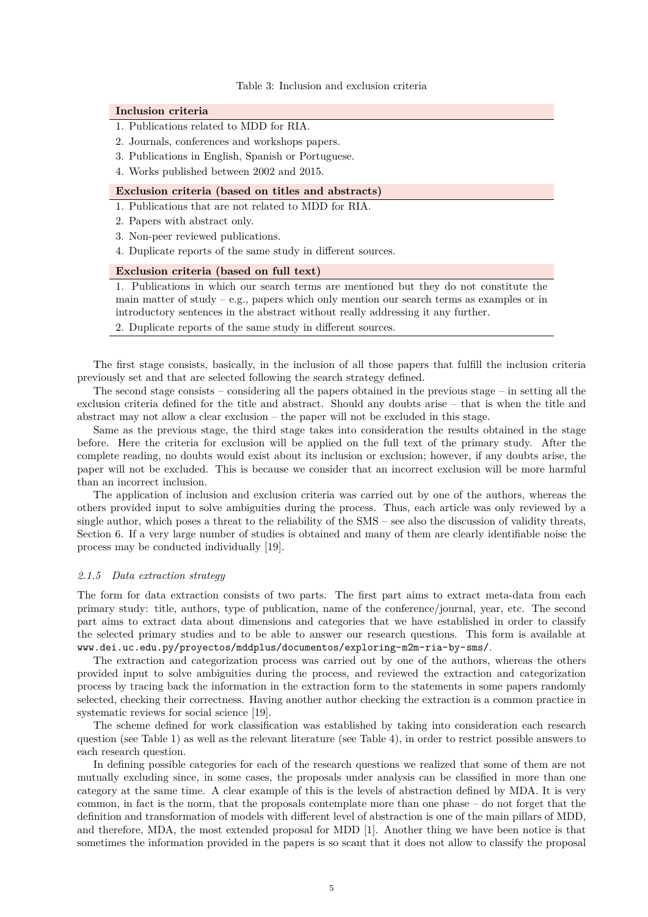Table 3: Inclusion and exclusion criteria

| **Inclusion criteria** |
|---|
| 1. Publications related to MDD for RIA. |
| 2. Journals, conferences and workshops papers. |
| 3. Publications in English, Spanish or Portuguese. |
| 4. Works published between 2002 and 2015. |
| **Exclusion criteria (based on titles and abstracts)** |
| 1. Publications that are not related to MDD for RIA. |
| 2. Papers with abstract only. |
| 3. Non-peer reviewed publications. |
| 4. Duplicate reports of the same study in different sources. |
| **Exclusion criteria (based on full text)** |
| 1. Publications in which our search terms are mentioned but they do not constitute the main matter of study – e.g., papers which only mention our search terms as examples or in introductory sentences in the abstract without really addressing it any further. |
| 2. Duplicate reports of the same study in different sources. |

The first stage consists, basically, in the inclusion of all those papers that fulfill the inclusion criteria previously set and that are selected following the search strategy defined.

The second stage consists – considering all the papers obtained in the previous stage – in setting all the exclusion criteria defined for the title and abstract. Should any doubts arise – that is when the title and abstract may not allow a clear exclusion – the paper will not be excluded in this stage.

Same as the previous stage, the third stage takes into consideration the results obtained in the stage before. Here the criteria for exclusion will be applied on the full text of the primary study. After the complete reading, no doubts would exist about its inclusion or exclusion; however, if any doubts arise, the paper will not be excluded. This is because we consider that an incorrect exclusion will be more harmful than an incorrect inclusion.

The application of inclusion and exclusion criteria was carried out by one of the authors, whereas the others provided input to solve ambiguities during the process. Thus, each article was only reviewed by a single author, which poses a threat to the reliability of the SMS – see also the discussion of validity threats, Section 6. If a very large number of studies is obtained and many of them are clearly identifiable noise the process may be conducted individually [19].

#### *2.1.5 Data extraction strategy*

The form for data extraction consists of two parts. The first part aims to extract meta-data from each primary study: title, authors, type of publication, name of the conference/journal, year, etc. The second part aims to extract data about dimensions and categories that we have established in order to classify the selected primary studies and to be able to answer our research questions. This form is available at `www.dei.uc.edu.py/proyectos/mddplus/documentos/exploring-m2m-ria-by-sms/`.

The extraction and categorization process was carried out by one of the authors, whereas the others provided input to solve ambiguities during the process, and reviewed the extraction and categorization process by tracing back the information in the extraction form to the statements in some papers randomly selected, checking their correctness. Having another author checking the extraction is a common practice in systematic reviews for social science [19].

The scheme defined for work classification was established by taking into consideration each research question (see Table 1) as well as the relevant literature (see Table 4), in order to restrict possible answers to each research question.

In defining possible categories for each of the research questions we realized that some of them are not mutually excluding since, in some cases, the proposals under analysis can be classified in more than one category at the same time. A clear example of this is the levels of abstraction defined by MDA. It is very common, in fact is the norm, that the proposals contemplate more than one phase – do not forget that the definition and transformation of models with different level of abstraction is one of the main pillars of MDD, and therefore, MDA, the most extended proposal for MDD [1]. Another thing we have been notice is that sometimes the information provided in the papers is so scant that it does not allow to classify the proposal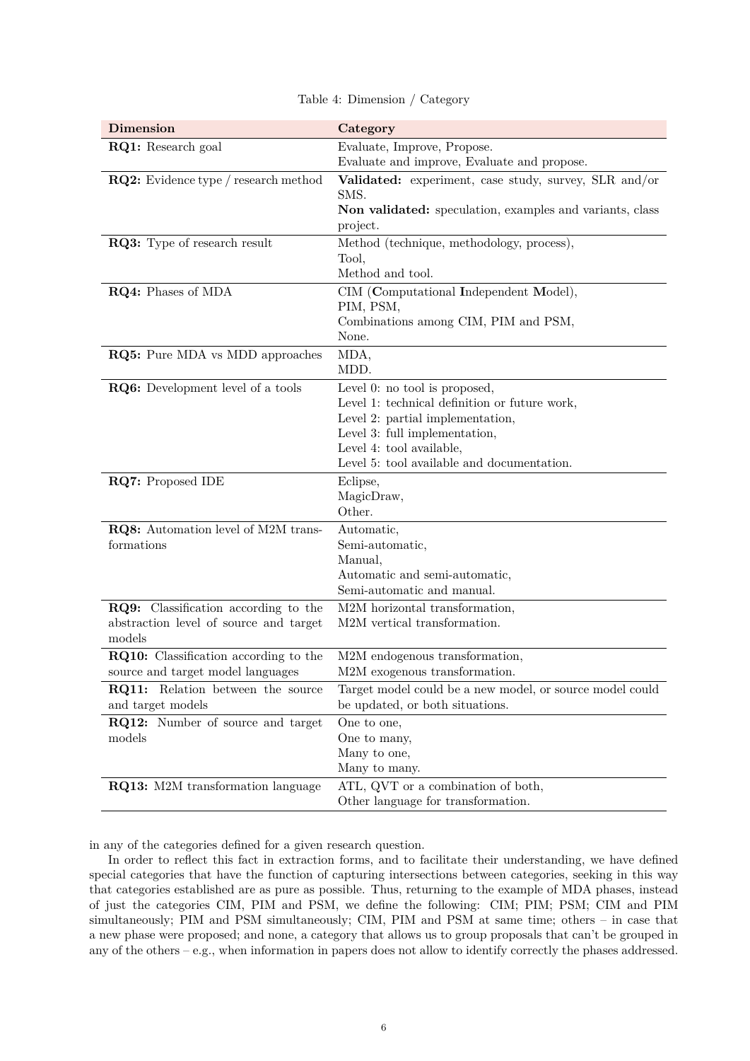Table 4: Dimension / Category

| Dimension | Category |
|---|---|
| **RQ1:** Research goal | Evaluate, Improve, Propose.<br>Evaluate and improve, Evaluate and propose. |
| **RQ2:** Evidence type / research method | **Validated:** experiment, case study, survey, SLR and/or SMS.<br>**Non validated:** speculation, examples and variants, class project. |
| **RQ3:** Type of research result | Method (technique, methodology, process),<br>Tool,<br>Method and tool. |
| **RQ4:** Phases of MDA | CIM (**C**omputational **I**ndependent **M**odel),<br>PIM, PSM,<br>Combinations among CIM, PIM and PSM,<br>None. |
| **RQ5:** Pure MDA vs MDD approaches | MDA,<br>MDD. |
| **RQ6:** Development level of a tools | Level 0: no tool is proposed,<br>Level 1: technical definition or future work,<br>Level 2: partial implementation,<br>Level 3: full implementation,<br>Level 4: tool available,<br>Level 5: tool available and documentation. |
| **RQ7:** Proposed IDE | Eclipse,<br>MagicDraw,<br>Other. |
| **RQ8:** Automation level of M2M transformations | Automatic,<br>Semi-automatic,<br>Manual,<br>Automatic and semi-automatic,<br>Semi-automatic and manual. |
| **RQ9:** Classification according to the abstraction level of source and target models | M2M horizontal transformation,<br>M2M vertical transformation. |
| **RQ10:** Classification according to the source and target model languages | M2M endogenous transformation,<br>M2M exogenous transformation. |
| **RQ11:** Relation between the source and target models | Target model could be a new model, or source model could be updated, or both situations. |
| **RQ12:** Number of source and target models | One to one,<br>One to many,<br>Many to one,<br>Many to many. |
| **RQ13:** M2M transformation language | ATL, QVT or a combination of both,<br>Other language for transformation. |

in any of the categories defined for a given research question.

In order to reflect this fact in extraction forms, and to facilitate their understanding, we have defined special categories that have the function of capturing intersections between categories, seeking in this way that categories established are as pure as possible. Thus, returning to the example of MDA phases, instead of just the categories CIM, PIM and PSM, we define the following: CIM; PIM; PSM; CIM and PIM simultaneously; PIM and PSM simultaneously; CIM, PIM and PSM at same time; others – in case that a new phase were proposed; and none, a category that allows us to group proposals that can't be grouped in any of the others – e.g., when information in papers does not allow to identify correctly the phases addressed.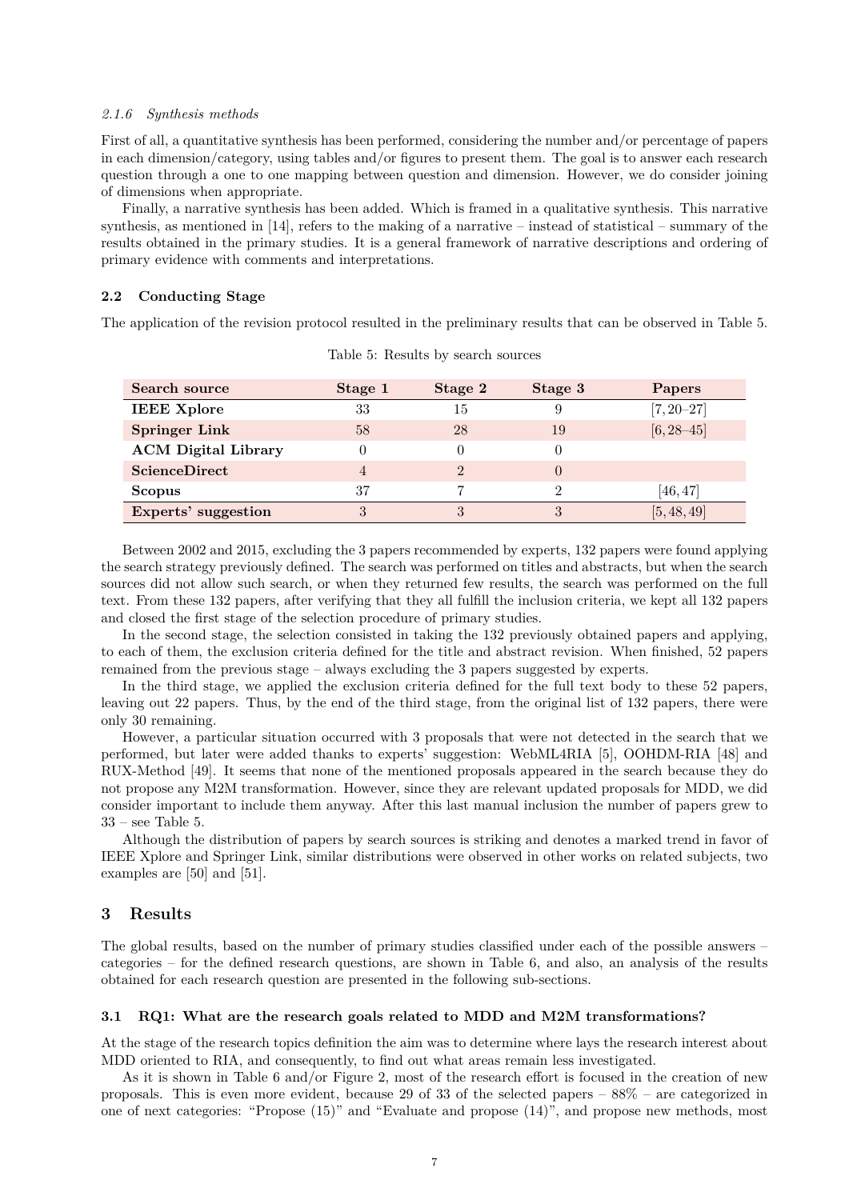#### 2.1.6 Synthesis methods

First of all, a quantitative synthesis has been performed, considering the number and/or percentage of papers in each dimension/category, using tables and/or figures to present them. The goal is to answer each research question through a one to one mapping between question and dimension. However, we do consider joining of dimensions when appropriate.

Finally, a narrative synthesis has been added. Which is framed in a qualitative synthesis. This narrative synthesis, as mentioned in [14], refers to the making of a narrative – instead of statistical – summary of the results obtained in the primary studies. It is a general framework of narrative descriptions and ordering of primary evidence with comments and interpretations.

### 2.2 Conducting Stage

The application of the revision protocol resulted in the preliminary results that can be observed in Table 5.

Table 5: Results by search sources

| Search source | Stage 1 | Stage 2 | Stage 3 | Papers |
|---|---|---|---|---|
| **IEEE Xplore** | 33 | 15 | 9 | [7, 20–27] |
| **Springer Link** | 58 | 28 | 19 | [6, 28–45] |
| **ACM Digital Library** | 0 | 0 | 0 | |
| **ScienceDirect** | 4 | 2 | 0 | |
| **Scopus** | 37 | 7 | 2 | [46, 47] |
| **Experts' suggestion** | 3 | 3 | 3 | [5, 48, 49] |

Between 2002 and 2015, excluding the 3 papers recommended by experts, 132 papers were found applying the search strategy previously defined. The search was performed on titles and abstracts, but when the search sources did not allow such search, or when they returned few results, the search was performed on the full text. From these 132 papers, after verifying that they all fulfill the inclusion criteria, we kept all 132 papers and closed the first stage of the selection procedure of primary studies.

In the second stage, the selection consisted in taking the 132 previously obtained papers and applying, to each of them, the exclusion criteria defined for the title and abstract revision. When finished, 52 papers remained from the previous stage – always excluding the 3 papers suggested by experts.

In the third stage, we applied the exclusion criteria defined for the full text body to these 52 papers, leaving out 22 papers. Thus, by the end of the third stage, from the original list of 132 papers, there were only 30 remaining.

However, a particular situation occurred with 3 proposals that were not detected in the search that we performed, but later were added thanks to experts' suggestion: WebML4RIA [5], OOHDM-RIA [48] and RUX-Method [49]. It seems that none of the mentioned proposals appeared in the search because they do not propose any M2M transformation. However, since they are relevant updated proposals for MDD, we did consider important to include them anyway. After this last manual inclusion the number of papers grew to 33 – see Table 5.

Although the distribution of papers by search sources is striking and denotes a marked trend in favor of IEEE Xplore and Springer Link, similar distributions were observed in other works on related subjects, two examples are [50] and [51].

## 3 Results

The global results, based on the number of primary studies classified under each of the possible answers – categories – for the defined research questions, are shown in Table 6, and also, an analysis of the results obtained for each research question are presented in the following sub-sections.

### 3.1 RQ1: What are the research goals related to MDD and M2M transformations?

At the stage of the research topics definition the aim was to determine where lays the research interest about MDD oriented to RIA, and consequently, to find out what areas remain less investigated.

As it is shown in Table 6 and/or Figure 2, most of the research effort is focused in the creation of new proposals. This is even more evident, because 29 of 33 of the selected papers – 88% – are categorized in one of next categories: "Propose (15)" and "Evaluate and propose (14)", and propose new methods, most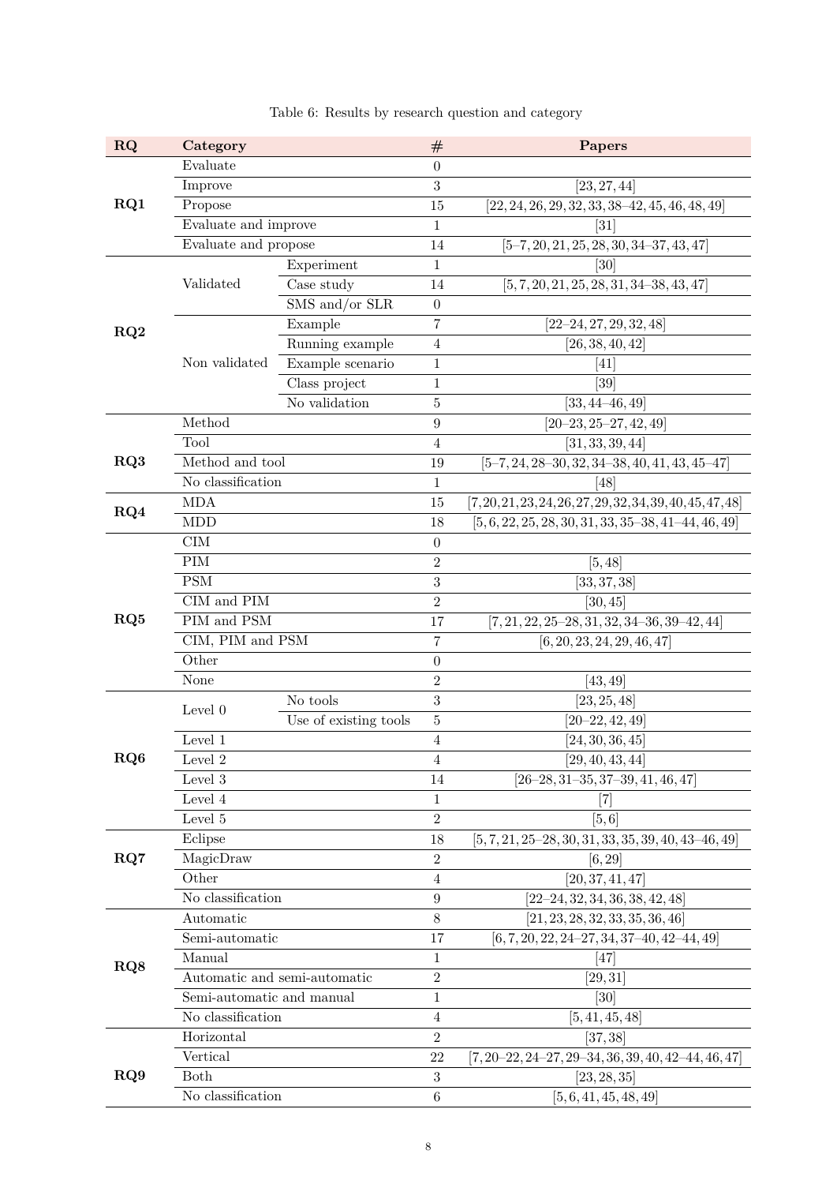Table 6: Results by research question and category

| RQ | Category | | # | Papers |
|---|---|---|---|---|
| **RQ1** | Evaluate | | 0 | |
| | Improve | | 3 | [23, 27, 44] |
| | Propose | | 15 | [22, 24, 26, 29, 32, 33, 38–42, 45, 46, 48, 49] |
| | Evaluate and improve | | 1 | [31] |
| | Evaluate and propose | | 14 | [5–7, 20, 21, 25, 28, 30, 34–37, 43, 47] |
| **RQ2** | Validated | Experiment | 1 | [30] |
| | | Case study | 14 | [5, 7, 20, 21, 25, 28, 31, 34–38, 43, 47] |
| | | SMS and/or SLR | 0 | |
| | Non validated | Example | 7 | [22–24, 27, 29, 32, 48] |
| | | Running example | 4 | [26, 38, 40, 42] |
| | | Example scenario | 1 | [41] |
| | | Class project | 1 | [39] |
| | | No validation | 5 | [33, 44–46, 49] |
| **RQ3** | Method | | 9 | [20–23, 25–27, 42, 49] |
| | Tool | | 4 | [31, 33, 39, 44] |
| | Method and tool | | 19 | [5–7, 24, 28–30, 32, 34–38, 40, 41, 43, 45–47] |
| | No classification | | 1 | [48] |
| **RQ4** | MDA | | 15 | [7, 20, 21, 23, 24, 26, 27, 29, 32, 34, 39, 40, 45, 47, 48] |
| | MDD | | 18 | [5, 6, 22, 25, 28, 30, 31, 33, 35–38, 41–44, 46, 49] |
| **RQ5** | CIM | | 0 | |
| | PIM | | 2 | [5, 48] |
| | PSM | | 3 | [33, 37, 38] |
| | CIM and PIM | | 2 | [30, 45] |
| | PIM and PSM | | 17 | [7, 21, 22, 25–28, 31, 32, 34–36, 39–42, 44] |
| | CIM, PIM and PSM | | 7 | [6, 20, 23, 24, 29, 46, 47] |
| | Other | | 0 | |
| | None | | 2 | [43, 49] |
| **RQ6** | Level 0 | No tools | 3 | [23, 25, 48] |
| | | Use of existing tools | 5 | [20–22, 42, 49] |
| | Level 1 | | 4 | [24, 30, 36, 45] |
| | Level 2 | | 4 | [29, 40, 43, 44] |
| | Level 3 | | 14 | [26–28, 31–35, 37–39, 41, 46, 47] |
| | Level 4 | | 1 | [7] |
| | Level 5 | | 2 | [5, 6] |
| **RQ7** | Eclipse | | 18 | [5, 7, 21, 25–28, 30, 31, 33, 35, 39, 40, 43–46, 49] |
| | MagicDraw | | 2 | [6, 29] |
| | Other | | 4 | [20, 37, 41, 47] |
| | No classification | | 9 | [22–24, 32, 34, 36, 38, 42, 48] |
| **RQ8** | Automatic | | 8 | [21, 23, 28, 32, 33, 35, 36, 46] |
| | Semi-automatic | | 17 | [6, 7, 20, 22, 24–27, 34, 37–40, 42–44, 49] |
| | Manual | | 1 | [47] |
| | Automatic and semi-automatic | | 2 | [29, 31] |
| | Semi-automatic and manual | | 1 | [30] |
| | No classification | | 4 | [5, 41, 45, 48] |
| **RQ9** | Horizontal | | 2 | [37, 38] |
| | Vertical | | 22 | [7, 20–22, 24–27, 29–34, 36, 39, 40, 42–44, 46, 47] |
| | Both | | 3 | [23, 28, 35] |
| | No classification | | 6 | [5, 6, 41, 45, 48, 49] |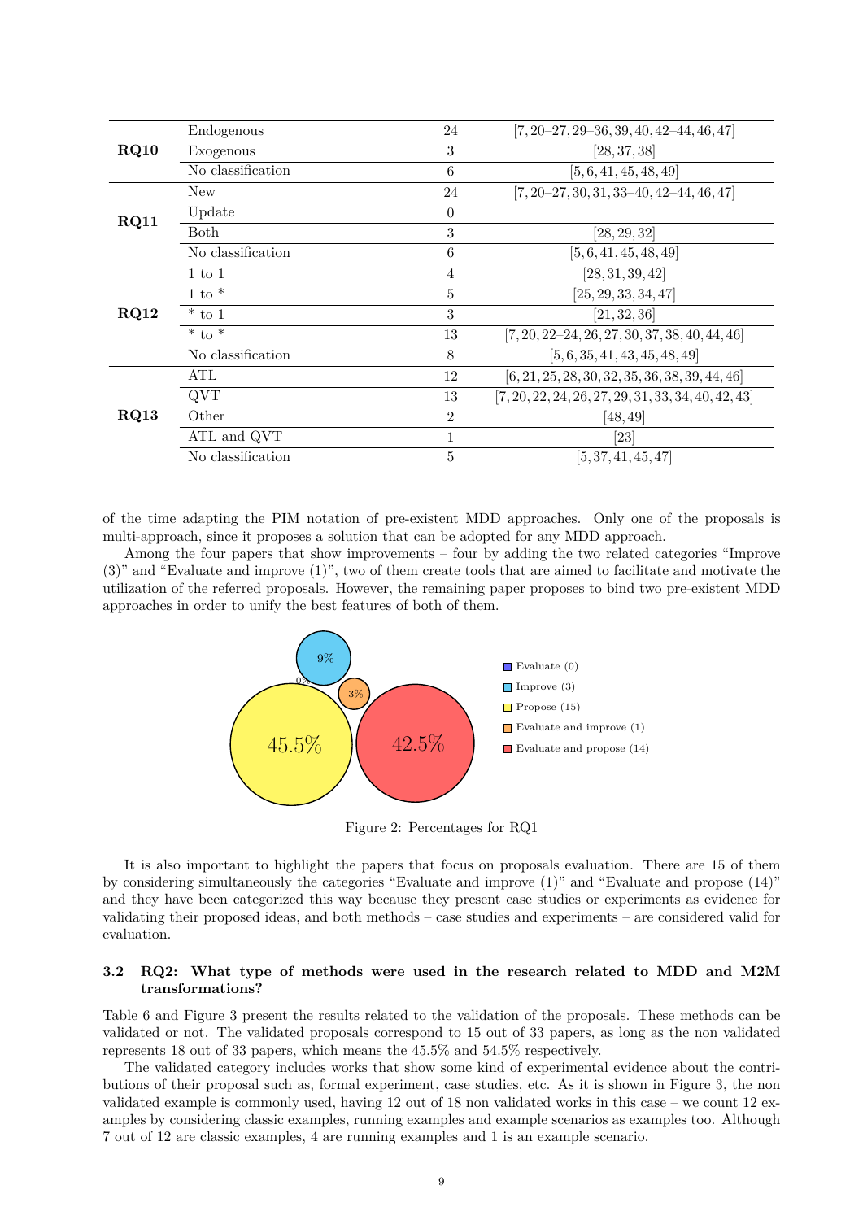| | | | |
|---|---|---|---|
| **RQ10** | Endogenous | 24 | [7, 20–27, 29–36, 39, 40, 42–44, 46, 47] |
| | Exogenous | 3 | [28, 37, 38] |
| | No classification | 6 | [5, 6, 41, 45, 48, 49] |
| **RQ11** | New | 24 | [7, 20–27, 30, 31, 33–40, 42–44, 46, 47] |
| | Update | 0 | |
| | Both | 3 | [28, 29, 32] |
| | No classification | 6 | [5, 6, 41, 45, 48, 49] |
| **RQ12** | 1 to 1 | 4 | [28, 31, 39, 42] |
| | 1 to * | 5 | [25, 29, 33, 34, 47] |
| | * to 1 | 3 | [21, 32, 36] |
| | * to * | 13 | [7, 20, 22–24, 26, 27, 30, 37, 38, 40, 44, 46] |
| | No classification | 8 | [5, 6, 35, 41, 43, 45, 48, 49] |
| **RQ13** | ATL | 12 | [6, 21, 25, 28, 30, 32, 35, 36, 38, 39, 44, 46] |
| | QVT | 13 | [7, 20, 22, 24, 26, 27, 29, 31, 33, 34, 40, 42, 43] |
| | Other | 2 | [48, 49] |
| | ATL and QVT | 1 | [23] |
| | No classification | 5 | [5, 37, 41, 45, 47] |

of the time adapting the PIM notation of pre-existent MDD approaches. Only one of the proposals is multi-approach, since it proposes a solution that can be adopted for any MDD approach.

Among the four papers that show improvements – four by adding the two related categories "Improve (3)" and "Evaluate and improve (1)", two of them create tools that are aimed to facilitate and motivate the utilization of the referred proposals. However, the remaining paper proposes to bind two pre-existent MDD approaches in order to unify the best features of both of them.

Figure 2: Percentages for RQ1

It is also important to highlight the papers that focus on proposals evaluation. There are 15 of them by considering simultaneously the categories "Evaluate and improve (1)" and "Evaluate and propose (14)" and they have been categorized this way because they present case studies or experiments as evidence for validating their proposed ideas, and both methods – case studies and experiments – are considered valid for evaluation.

### 3.2 RQ2: What type of methods were used in the research related to MDD and M2M transformations?

Table 6 and Figure 3 present the results related to the validation of the proposals. These methods can be validated or not. The validated proposals correspond to 15 out of 33 papers, as long as the non validated represents 18 out of 33 papers, which means the 45.5% and 54.5% respectively.

The validated category includes works that show some kind of experimental evidence about the contributions of their proposal such as, formal experiment, case studies, etc. As it is shown in Figure 3, the non validated example is commonly used, having 12 out of 18 non validated works in this case – we count 12 examples by considering classic examples, running examples and example scenarios as examples too. Although 7 out of 12 are classic examples, 4 are running examples and 1 is an example scenario.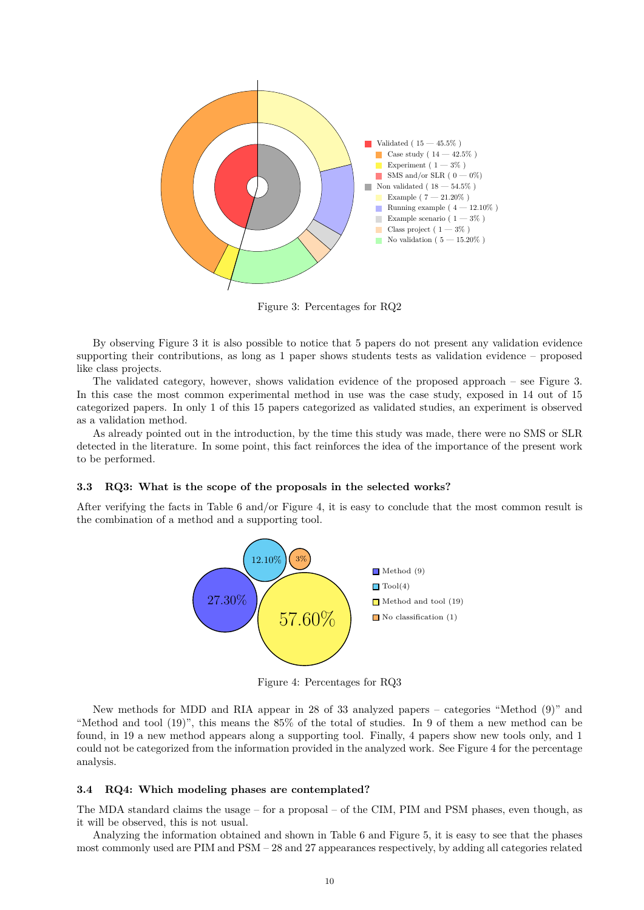Validated ( 15 — 45.5% )
Case study ( 14 — 42.5% )
Experiment ( 1 — 3% )
SMS and/or SLR ( 0 — 0%)
Non validated ( 18 — 54.5% )
Example ( 7 — 21.20% )
Running example ( 4 — 12.10% )
Example scenario ( 1 — 3% )
Class project ( 1 — 3% )
No validation ( 5 — 15.20% )

Figure 3: Percentages for RQ2

By observing Figure 3 it is also possible to notice that 5 papers do not present any validation evidence supporting their contributions, as long as 1 paper shows students tests as validation evidence – proposed like class projects.

The validated category, however, shows validation evidence of the proposed approach – see Figure 3. In this case the most common experimental method in use was the case study, exposed in 14 out of 15 categorized papers. In only 1 of this 15 papers categorized as validated studies, an experiment is observed as a validation method.

As already pointed out in the introduction, by the time this study was made, there were no SMS or SLR detected in the literature. In some point, this fact reinforces the idea of the importance of the present work to be performed.

### 3.3 RQ3: What is the scope of the proposals in the selected works?

After verifying the facts in Table 6 and/or Figure 4, it is easy to conclude that the most common result is the combination of a method and a supporting tool.

27.30%
12.10%
3%
57.60%

Method (9)
Tool(4)
Method and tool (19)
No classification (1)

Figure 4: Percentages for RQ3

New methods for MDD and RIA appear in 28 of 33 analyzed papers – categories "Method (9)" and "Method and tool (19)", this means the 85% of the total of studies. In 9 of them a new method can be found, in 19 a new method appears along a supporting tool. Finally, 4 papers show new tools only, and 1 could not be categorized from the information provided in the analyzed work. See Figure 4 for the percentage analysis.

### 3.4 RQ4: Which modeling phases are contemplated?

The MDA standard claims the usage – for a proposal – of the CIM, PIM and PSM phases, even though, as it will be observed, this is not usual.

Analyzing the information obtained and shown in Table 6 and Figure 5, it is easy to see that the phases most commonly used are PIM and PSM – 28 and 27 appearances respectively, by adding all categories related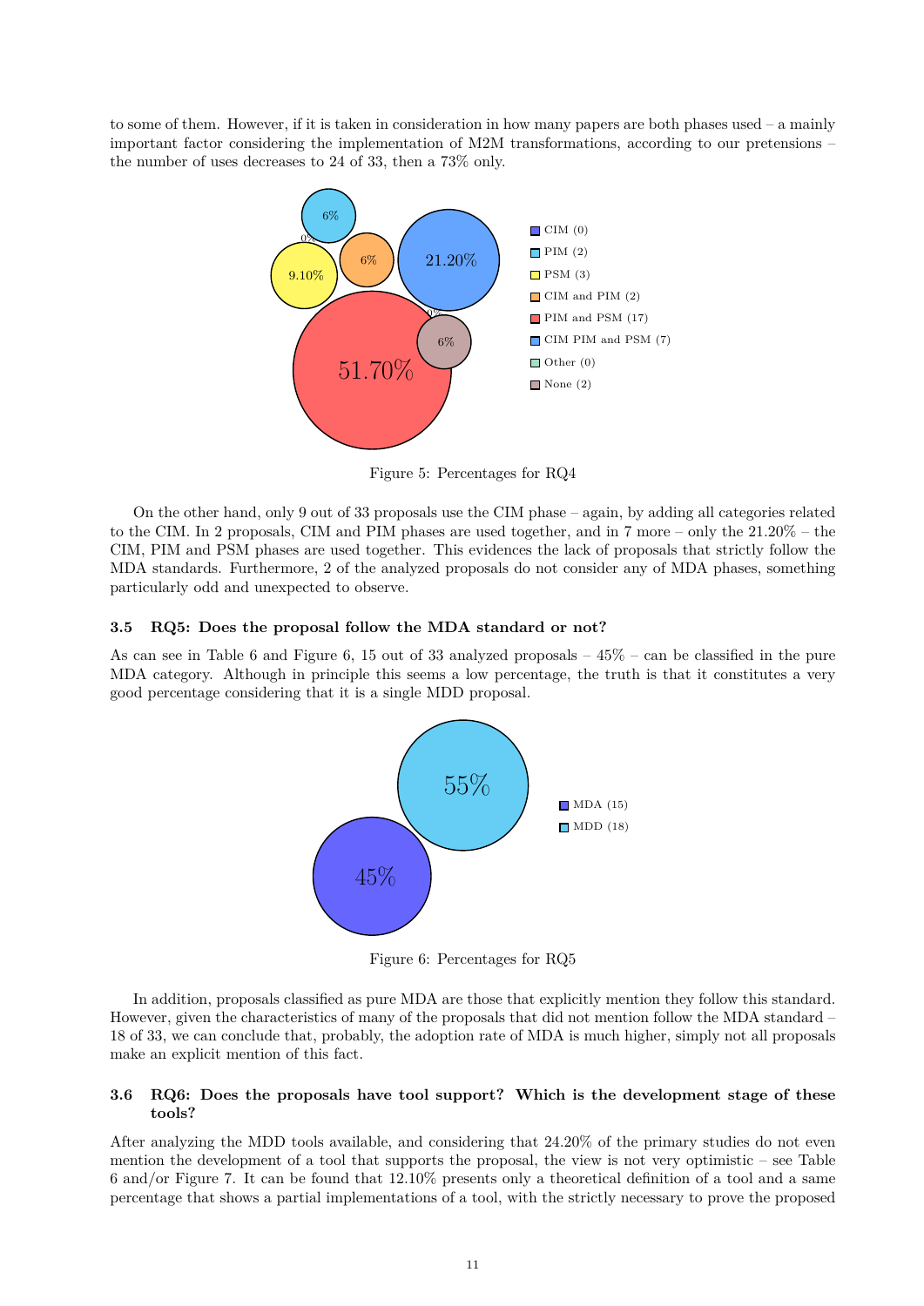to some of them. However, if it is taken in consideration in how many papers are both phases used – a mainly important factor considering the implementation of M2M transformations, according to our pretensions – the number of uses decreases to 24 of 33, then a 73% only.

Figure 5: Percentages for RQ4

On the other hand, only 9 out of 33 proposals use the CIM phase – again, by adding all categories related to the CIM. In 2 proposals, CIM and PIM phases are used together, and in 7 more – only the 21.20% – the CIM, PIM and PSM phases are used together. This evidences the lack of proposals that strictly follow the MDA standards. Furthermore, 2 of the analyzed proposals do not consider any of MDA phases, something particularly odd and unexpected to observe.

### 3.5 RQ5: Does the proposal follow the MDA standard or not?

As can see in Table 6 and Figure 6, 15 out of 33 analyzed proposals – 45% – can be classified in the pure MDA category. Although in principle this seems a low percentage, the truth is that it constitutes a very good percentage considering that it is a single MDD proposal.

Figure 6: Percentages for RQ5

In addition, proposals classified as pure MDA are those that explicitly mention they follow this standard. However, given the characteristics of many of the proposals that did not mention follow the MDA standard – 18 of 33, we can conclude that, probably, the adoption rate of MDA is much higher, simply not all proposals make an explicit mention of this fact.

### 3.6 RQ6: Does the proposals have tool support? Which is the development stage of these tools?

After analyzing the MDD tools available, and considering that 24.20% of the primary studies do not even mention the development of a tool that supports the proposal, the view is not very optimistic – see Table 6 and/or Figure 7. It can be found that 12.10% presents only a theoretical definition of a tool and a same percentage that shows a partial implementations of a tool, with the strictly necessary to prove the proposed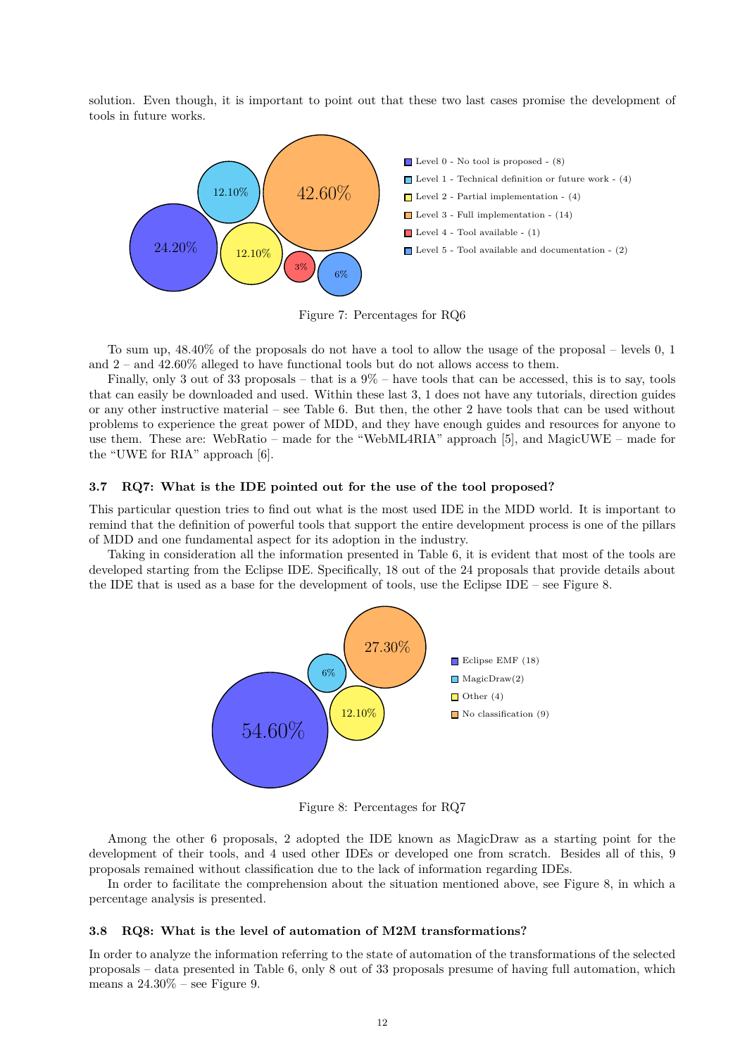solution. Even though, it is important to point out that these two last cases promise the development of tools in future works.

Figure 7: Percentages for RQ6

To sum up, 48.40% of the proposals do not have a tool to allow the usage of the proposal – levels 0, 1 and 2 – and 42.60% alleged to have functional tools but do not allows access to them.

Finally, only 3 out of 33 proposals – that is a 9% – have tools that can be accessed, this is to say, tools that can easily be downloaded and used. Within these last 3, 1 does not have any tutorials, direction guides or any other instructive material – see Table 6. But then, the other 2 have tools that can be used without problems to experience the great power of MDD, and they have enough guides and resources for anyone to use them. These are: WebRatio – made for the "WebML4RIA" approach [5], and MagicUWE – made for the "UWE for RIA" approach [6].

### 3.7 RQ7: What is the IDE pointed out for the use of the tool proposed?

This particular question tries to find out what is the most used IDE in the MDD world. It is important to remind that the definition of powerful tools that support the entire development process is one of the pillars of MDD and one fundamental aspect for its adoption in the industry.

Taking in consideration all the information presented in Table 6, it is evident that most of the tools are developed starting from the Eclipse IDE. Specifically, 18 out of the 24 proposals that provide details about the IDE that is used as a base for the development of tools, use the Eclipse IDE – see Figure 8.

Figure 8: Percentages for RQ7

Among the other 6 proposals, 2 adopted the IDE known as MagicDraw as a starting point for the development of their tools, and 4 used other IDEs or developed one from scratch. Besides all of this, 9 proposals remained without classification due to the lack of information regarding IDEs.

In order to facilitate the comprehension about the situation mentioned above, see Figure 8, in which a percentage analysis is presented.

### 3.8 RQ8: What is the level of automation of M2M transformations?

In order to analyze the information referring to the state of automation of the transformations of the selected proposals – data presented in Table 6, only 8 out of 33 proposals presume of having full automation, which means a 24.30% – see Figure 9.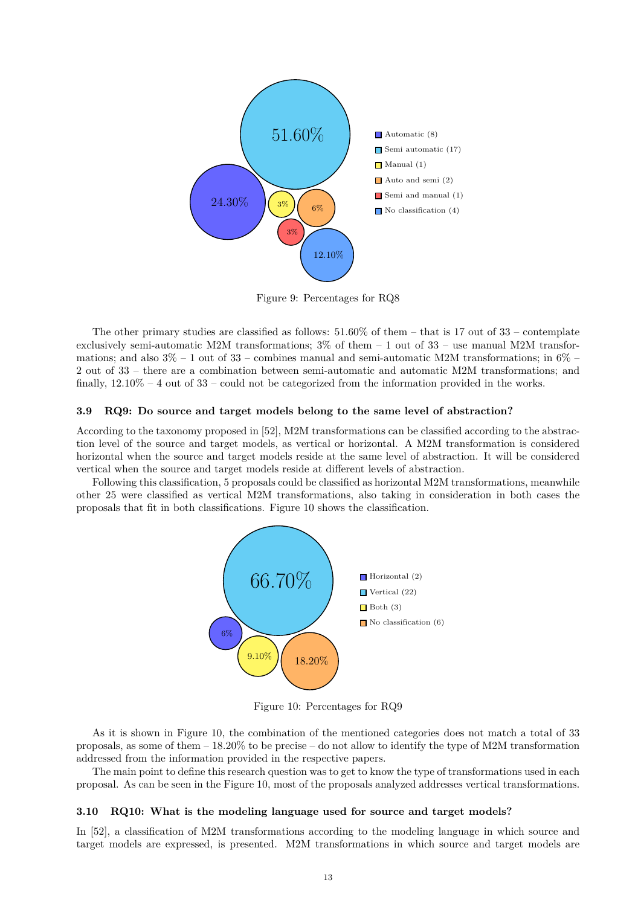Automatic (8)
Semi automatic (17)
Manual (1)
Auto and semi (2)
Semi and manual (1)
No classification (4)

51.60%
24.30%
3%
6%
3%
12.10%

Figure 9: Percentages for RQ8

The other primary studies are classified as follows: 51.60% of them – that is 17 out of 33 – contemplate exclusively semi-automatic M2M transformations; 3% of them – 1 out of 33 – use manual M2M transformations; and also 3% – 1 out of 33 – combines manual and semi-automatic M2M transformations; in 6% – 2 out of 33 – there are a combination between semi-automatic and automatic M2M transformations; and finally, 12.10% – 4 out of 33 – could not be categorized from the information provided in the works.

### 3.9 RQ9: Do source and target models belong to the same level of abstraction?

According to the taxonomy proposed in [52], M2M transformations can be classified according to the abstraction level of the source and target models, as vertical or horizontal. A M2M transformation is considered horizontal when the source and target models reside at the same level of abstraction. It will be considered vertical when the source and target models reside at different levels of abstraction.

Following this classification, 5 proposals could be classified as horizontal M2M transformations, meanwhile other 25 were classified as vertical M2M transformations, also taking in consideration in both cases the proposals that fit in both classifications. Figure 10 shows the classification.

Horizontal (2)
Vertical (22)
Both (3)
No classification (6)

66.70%
6%
9.10%
18.20%

Figure 10: Percentages for RQ9

As it is shown in Figure 10, the combination of the mentioned categories does not match a total of 33 proposals, as some of them – 18.20% to be precise – do not allow to identify the type of M2M transformation addressed from the information provided in the respective papers.

The main point to define this research question was to get to know the type of transformations used in each proposal. As can be seen in the Figure 10, most of the proposals analyzed addresses vertical transformations.

### 3.10 RQ10: What is the modeling language used for source and target models?

In [52], a classification of M2M transformations according to the modeling language in which source and target models are expressed, is presented. M2M transformations in which source and target models are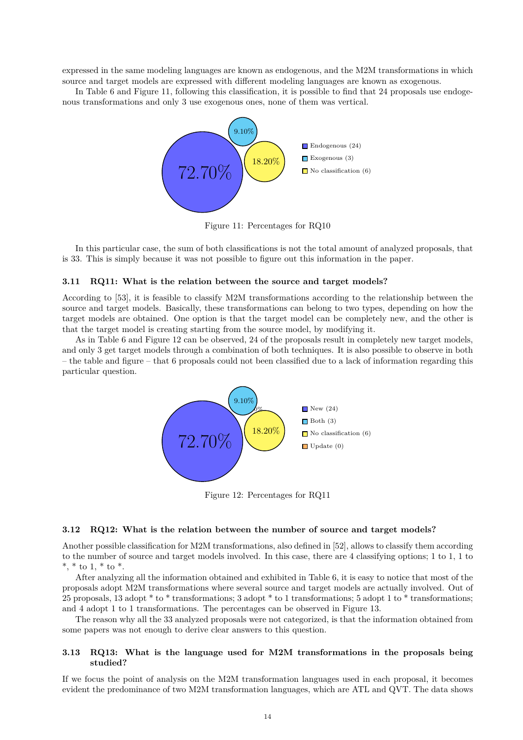expressed in the same modeling languages are known as endogenous, and the M2M transformations in which source and target models are expressed with different modeling languages are known as exogenous.

In Table 6 and Figure 11, following this classification, it is possible to find that 24 proposals use endogenous transformations and only 3 use exogenous ones, none of them was vertical.

72.70% | 9.10% | 18.20%

Endogenous (24)
Exogenous (3)
No classification (6)

Figure 11: Percentages for RQ10

In this particular case, the sum of both classifications is not the total amount of analyzed proposals, that is 33. This is simply because it was not possible to figure out this information in the paper.

### 3.11 RQ11: What is the relation between the source and target models?

According to [53], it is feasible to classify M2M transformations according to the relationship between the source and target models. Basically, these transformations can belong to two types, depending on how the target models are obtained. One option is that the target model can be completely new, and the other is that the target model is creating starting from the source model, by modifying it.

As in Table 6 and Figure 12 can be observed, 24 of the proposals result in completely new target models, and only 3 get target models through a combination of both techniques. It is also possible to observe in both – the table and figure – that 6 proposals could not been classified due to a lack of information regarding this particular question.

72.70% | 9.10% | 18.20% | 0%

New (24)
Both (3)
No classification (6)
Update (0)

Figure 12: Percentages for RQ11

### 3.12 RQ12: What is the relation between the number of source and target models?

Another possible classification for M2M transformations, also defined in [52], allows to classify them according to the number of source and target models involved. In this case, there are 4 classifying options; 1 to 1, 1 to *, * to 1, * to *.

After analyzing all the information obtained and exhibited in Table 6, it is easy to notice that most of the proposals adopt M2M transformations where several source and target models are actually involved. Out of 25 proposals, 13 adopt * to * transformations; 3 adopt * to 1 transformations; 5 adopt 1 to * transformations; and 4 adopt 1 to 1 transformations. The percentages can be observed in Figure 13.

The reason why all the 33 analyzed proposals were not categorized, is that the information obtained from some papers was not enough to derive clear answers to this question.

### 3.13 RQ13: What is the language used for M2M transformations in the proposals being studied?

If we focus the point of analysis on the M2M transformation languages used in each proposal, it becomes evident the predominance of two M2M transformation languages, which are ATL and QVT. The data shows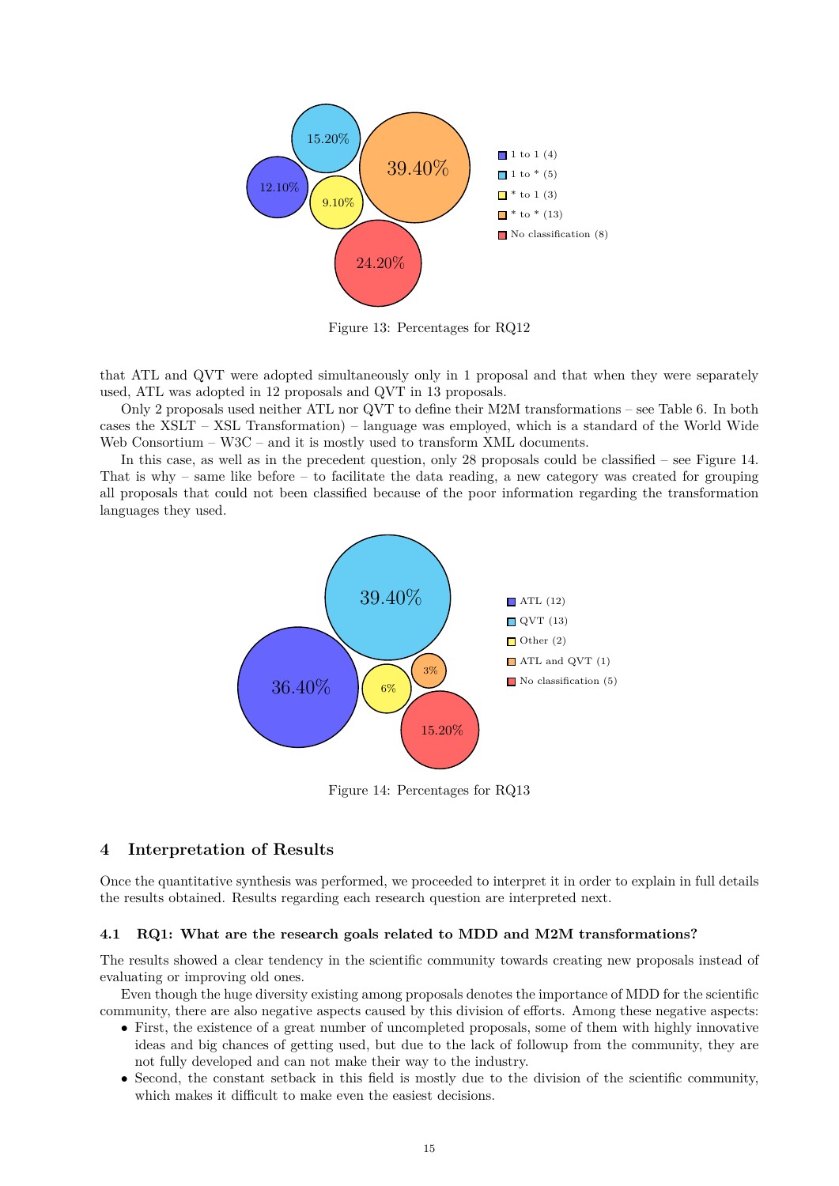Figure 13: Percentages for RQ12

that ATL and QVT were adopted simultaneously only in 1 proposal and that when they were separately used, ATL was adopted in 12 proposals and QVT in 13 proposals.

Only 2 proposals used neither ATL nor QVT to define their M2M transformations – see Table 6. In both cases the XSLT – XSL Transformation) – language was employed, which is a standard of the World Wide Web Consortium – W3C – and it is mostly used to transform XML documents.

In this case, as well as in the precedent question, only 28 proposals could be classified – see Figure 14. That is why – same like before – to facilitate the data reading, a new category was created for grouping all proposals that could not been classified because of the poor information regarding the transformation languages they used.

Figure 14: Percentages for RQ13

## 4 Interpretation of Results

Once the quantitative synthesis was performed, we proceeded to interpret it in order to explain in full details the results obtained. Results regarding each research question are interpreted next.

### 4.1 RQ1: What are the research goals related to MDD and M2M transformations?

The results showed a clear tendency in the scientific community towards creating new proposals instead of evaluating or improving old ones.

Even though the huge diversity existing among proposals denotes the importance of MDD for the scientific community, there are also negative aspects caused by this division of efforts. Among these negative aspects:

- First, the existence of a great number of uncompleted proposals, some of them with highly innovative ideas and big chances of getting used, but due to the lack of followup from the community, they are not fully developed and can not make their way to the industry.
- Second, the constant setback in this field is mostly due to the division of the scientific community, which makes it difficult to make even the easiest decisions.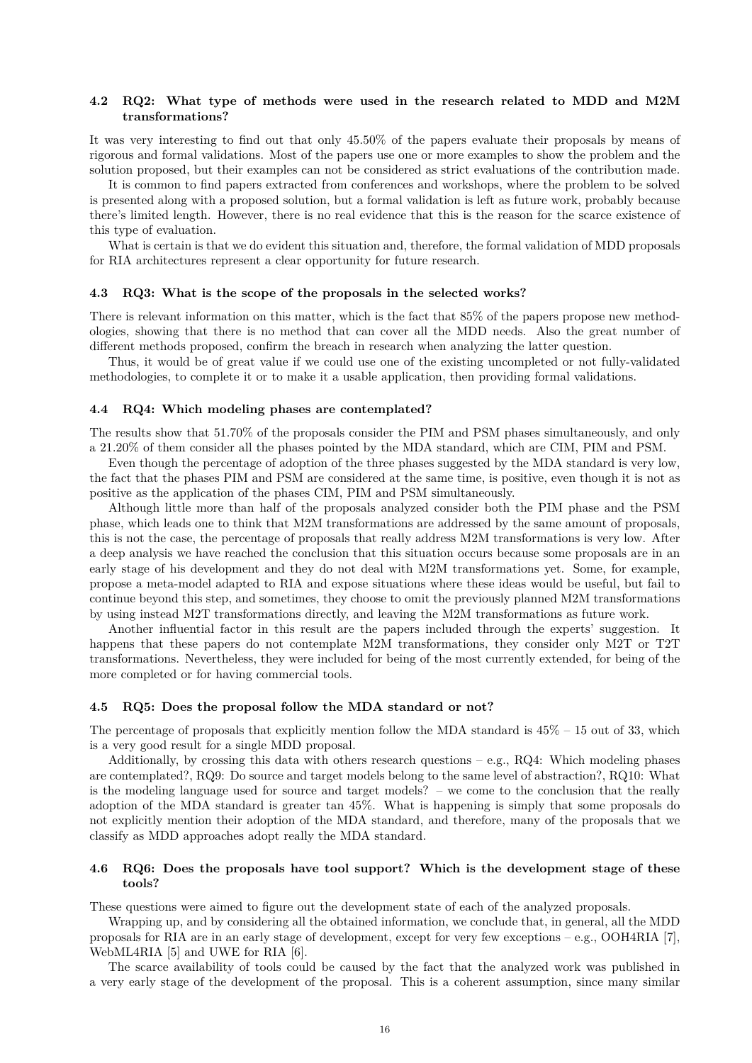### 4.2 RQ2: What type of methods were used in the research related to MDD and M2M transformations?

It was very interesting to find out that only 45.50% of the papers evaluate their proposals by means of rigorous and formal validations. Most of the papers use one or more examples to show the problem and the solution proposed, but their examples can not be considered as strict evaluations of the contribution made.

It is common to find papers extracted from conferences and workshops, where the problem to be solved is presented along with a proposed solution, but a formal validation is left as future work, probably because there's limited length. However, there is no real evidence that this is the reason for the scarce existence of this type of evaluation.

What is certain is that we do evident this situation and, therefore, the formal validation of MDD proposals for RIA architectures represent a clear opportunity for future research.

### 4.3 RQ3: What is the scope of the proposals in the selected works?

There is relevant information on this matter, which is the fact that 85% of the papers propose new methodologies, showing that there is no method that can cover all the MDD needs. Also the great number of different methods proposed, confirm the breach in research when analyzing the latter question.

Thus, it would be of great value if we could use one of the existing uncompleted or not fully-validated methodologies, to complete it or to make it a usable application, then providing formal validations.

### 4.4 RQ4: Which modeling phases are contemplated?

The results show that 51.70% of the proposals consider the PIM and PSM phases simultaneously, and only a 21.20% of them consider all the phases pointed by the MDA standard, which are CIM, PIM and PSM.

Even though the percentage of adoption of the three phases suggested by the MDA standard is very low, the fact that the phases PIM and PSM are considered at the same time, is positive, even though it is not as positive as the application of the phases CIM, PIM and PSM simultaneously.

Although little more than half of the proposals analyzed consider both the PIM phase and the PSM phase, which leads one to think that M2M transformations are addressed by the same amount of proposals, this is not the case, the percentage of proposals that really address M2M transformations is very low. After a deep analysis we have reached the conclusion that this situation occurs because some proposals are in an early stage of his development and they do not deal with M2M transformations yet. Some, for example, propose a meta-model adapted to RIA and expose situations where these ideas would be useful, but fail to continue beyond this step, and sometimes, they choose to omit the previously planned M2M transformations by using instead M2T transformations directly, and leaving the M2M transformations as future work.

Another influential factor in this result are the papers included through the experts' suggestion. It happens that these papers do not contemplate M2M transformations, they consider only M2T or T2T transformations. Nevertheless, they were included for being of the most currently extended, for being of the more completed or for having commercial tools.

### 4.5 RQ5: Does the proposal follow the MDA standard or not?

The percentage of proposals that explicitly mention follow the MDA standard is 45% – 15 out of 33, which is a very good result for a single MDD proposal.

Additionally, by crossing this data with others research questions – e.g., RQ4: Which modeling phases are contemplated?, RQ9: Do source and target models belong to the same level of abstraction?, RQ10: What is the modeling language used for source and target models? – we come to the conclusion that the really adoption of the MDA standard is greater tan 45%. What is happening is simply that some proposals do not explicitly mention their adoption of the MDA standard, and therefore, many of the proposals that we classify as MDD approaches adopt really the MDA standard.

### 4.6 RQ6: Does the proposals have tool support? Which is the development stage of these tools?

These questions were aimed to figure out the development state of each of the analyzed proposals.

Wrapping up, and by considering all the obtained information, we conclude that, in general, all the MDD proposals for RIA are in an early stage of development, except for very few exceptions – e.g., OOH4RIA [7], WebML4RIA [5] and UWE for RIA [6].

The scarce availability of tools could be caused by the fact that the analyzed work was published in a very early stage of the development of the proposal. This is a coherent assumption, since many similar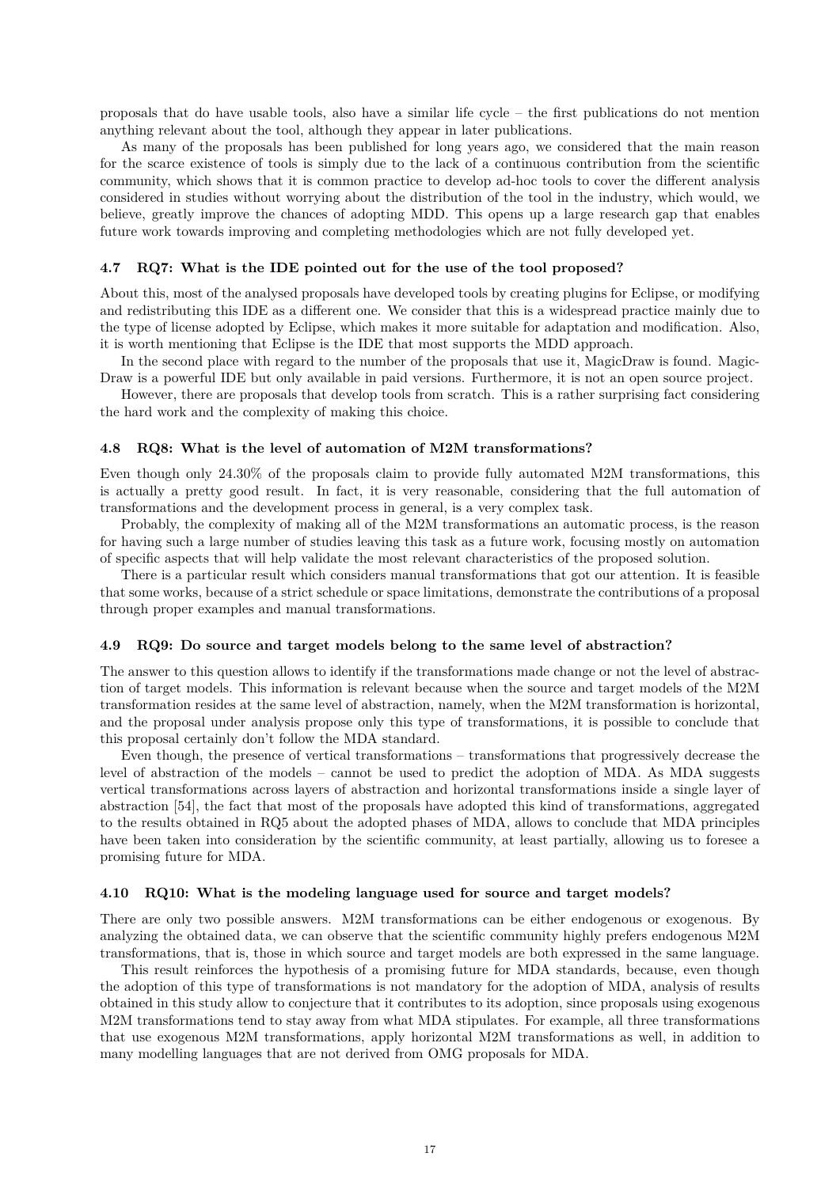proposals that do have usable tools, also have a similar life cycle – the first publications do not mention anything relevant about the tool, although they appear in later publications.

As many of the proposals has been published for long years ago, we considered that the main reason for the scarce existence of tools is simply due to the lack of a continuous contribution from the scientific community, which shows that it is common practice to develop ad-hoc tools to cover the different analysis considered in studies without worrying about the distribution of the tool in the industry, which would, we believe, greatly improve the chances of adopting MDD. This opens up a large research gap that enables future work towards improving and completing methodologies which are not fully developed yet.

### 4.7 RQ7: What is the IDE pointed out for the use of the tool proposed?

About this, most of the analysed proposals have developed tools by creating plugins for Eclipse, or modifying and redistributing this IDE as a different one. We consider that this is a widespread practice mainly due to the type of license adopted by Eclipse, which makes it more suitable for adaptation and modification. Also, it is worth mentioning that Eclipse is the IDE that most supports the MDD approach.

In the second place with regard to the number of the proposals that use it, MagicDraw is found. MagicDraw is a powerful IDE but only available in paid versions. Furthermore, it is not an open source project.

However, there are proposals that develop tools from scratch. This is a rather surprising fact considering the hard work and the complexity of making this choice.

### 4.8 RQ8: What is the level of automation of M2M transformations?

Even though only 24.30% of the proposals claim to provide fully automated M2M transformations, this is actually a pretty good result. In fact, it is very reasonable, considering that the full automation of transformations and the development process in general, is a very complex task.

Probably, the complexity of making all of the M2M transformations an automatic process, is the reason for having such a large number of studies leaving this task as a future work, focusing mostly on automation of specific aspects that will help validate the most relevant characteristics of the proposed solution.

There is a particular result which considers manual transformations that got our attention. It is feasible that some works, because of a strict schedule or space limitations, demonstrate the contributions of a proposal through proper examples and manual transformations.

### 4.9 RQ9: Do source and target models belong to the same level of abstraction?

The answer to this question allows to identify if the transformations made change or not the level of abstraction of target models. This information is relevant because when the source and target models of the M2M transformation resides at the same level of abstraction, namely, when the M2M transformation is horizontal, and the proposal under analysis propose only this type of transformations, it is possible to conclude that this proposal certainly don't follow the MDA standard.

Even though, the presence of vertical transformations – transformations that progressively decrease the level of abstraction of the models – cannot be used to predict the adoption of MDA. As MDA suggests vertical transformations across layers of abstraction and horizontal transformations inside a single layer of abstraction [54], the fact that most of the proposals have adopted this kind of transformations, aggregated to the results obtained in RQ5 about the adopted phases of MDA, allows to conclude that MDA principles have been taken into consideration by the scientific community, at least partially, allowing us to foresee a promising future for MDA.

### 4.10 RQ10: What is the modeling language used for source and target models?

There are only two possible answers. M2M transformations can be either endogenous or exogenous. By analyzing the obtained data, we can observe that the scientific community highly prefers endogenous M2M transformations, that is, those in which source and target models are both expressed in the same language.

This result reinforces the hypothesis of a promising future for MDA standards, because, even though the adoption of this type of transformations is not mandatory for the adoption of MDA, analysis of results obtained in this study allow to conjecture that it contributes to its adoption, since proposals using exogenous M2M transformations tend to stay away from what MDA stipulates. For example, all three transformations that use exogenous M2M transformations, apply horizontal M2M transformations as well, in addition to many modelling languages that are not derived from OMG proposals for MDA.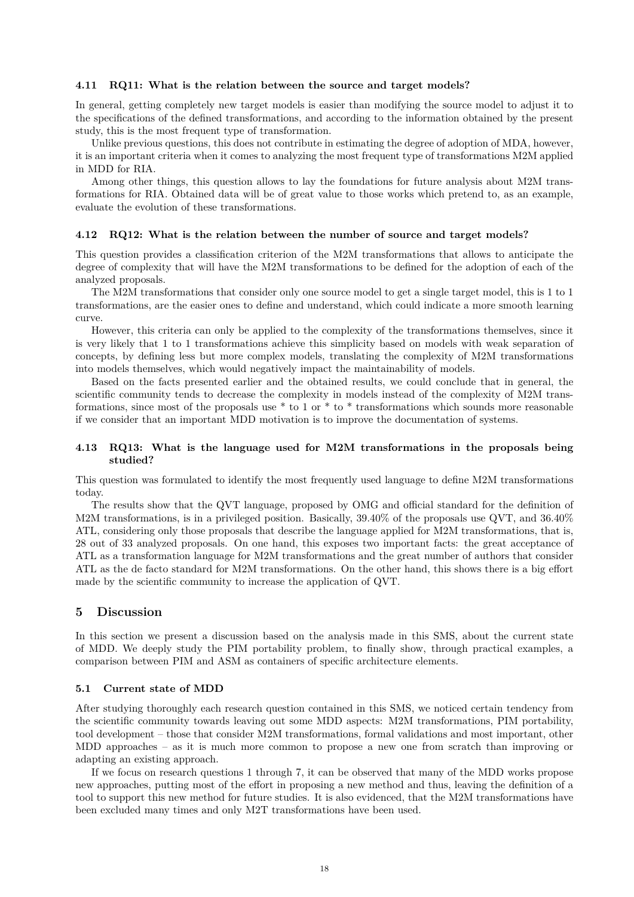### 4.11 RQ11: What is the relation between the source and target models?

In general, getting completely new target models is easier than modifying the source model to adjust it to the specifications of the defined transformations, and according to the information obtained by the present study, this is the most frequent type of transformation.

Unlike previous questions, this does not contribute in estimating the degree of adoption of MDA, however, it is an important criteria when it comes to analyzing the most frequent type of transformations M2M applied in MDD for RIA.

Among other things, this question allows to lay the foundations for future analysis about M2M transformations for RIA. Obtained data will be of great value to those works which pretend to, as an example, evaluate the evolution of these transformations.

### 4.12 RQ12: What is the relation between the number of source and target models?

This question provides a classification criterion of the M2M transformations that allows to anticipate the degree of complexity that will have the M2M transformations to be defined for the adoption of each of the analyzed proposals.

The M2M transformations that consider only one source model to get a single target model, this is 1 to 1 transformations, are the easier ones to define and understand, which could indicate a more smooth learning curve.

However, this criteria can only be applied to the complexity of the transformations themselves, since it is very likely that 1 to 1 transformations achieve this simplicity based on models with weak separation of concepts, by defining less but more complex models, translating the complexity of M2M transformations into models themselves, which would negatively impact the maintainability of models.

Based on the facts presented earlier and the obtained results, we could conclude that in general, the scientific community tends to decrease the complexity in models instead of the complexity of M2M transformations, since most of the proposals use * to 1 or * to * transformations which sounds more reasonable if we consider that an important MDD motivation is to improve the documentation of systems.

### 4.13 RQ13: What is the language used for M2M transformations in the proposals being studied?

This question was formulated to identify the most frequently used language to define M2M transformations today.

The results show that the QVT language, proposed by OMG and official standard for the definition of M2M transformations, is in a privileged position. Basically, 39.40% of the proposals use QVT, and 36.40% ATL, considering only those proposals that describe the language applied for M2M transformations, that is, 28 out of 33 analyzed proposals. On one hand, this exposes two important facts: the great acceptance of ATL as a transformation language for M2M transformations and the great number of authors that consider ATL as the de facto standard for M2M transformations. On the other hand, this shows there is a big effort made by the scientific community to increase the application of QVT.

## 5 Discussion

In this section we present a discussion based on the analysis made in this SMS, about the current state of MDD. We deeply study the PIM portability problem, to finally show, through practical examples, a comparison between PIM and ASM as containers of specific architecture elements.

### 5.1 Current state of MDD

After studying thoroughly each research question contained in this SMS, we noticed certain tendency from the scientific community towards leaving out some MDD aspects: M2M transformations, PIM portability, tool development – those that consider M2M transformations, formal validations and most important, other MDD approaches – as it is much more common to propose a new one from scratch than improving or adapting an existing approach.

If we focus on research questions 1 through 7, it can be observed that many of the MDD works propose new approaches, putting most of the effort in proposing a new method and thus, leaving the definition of a tool to support this new method for future studies. It is also evidenced, that the M2M transformations have been excluded many times and only M2T transformations have been used.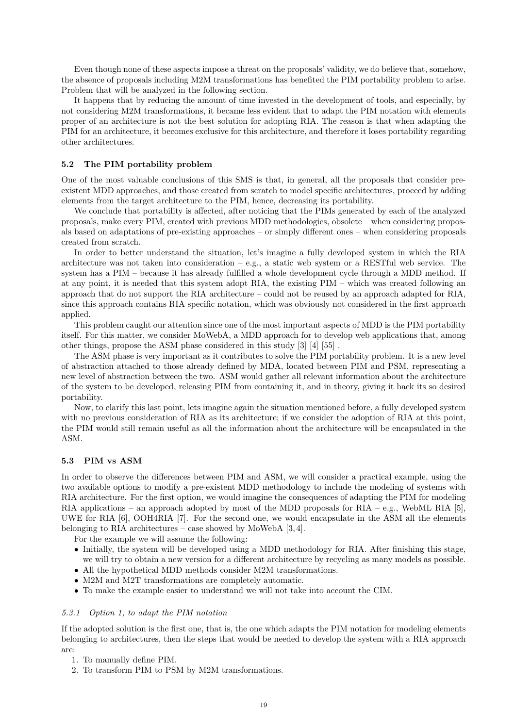Even though none of these aspects impose a threat on the proposals' validity, we do believe that, somehow, the absence of proposals including M2M transformations has benefited the PIM portability problem to arise. Problem that will be analyzed in the following section.

It happens that by reducing the amount of time invested in the development of tools, and especially, by not considering M2M transformations, it became less evident that to adapt the PIM notation with elements proper of an architecture is not the best solution for adopting RIA. The reason is that when adapting the PIM for an architecture, it becomes exclusive for this architecture, and therefore it loses portability regarding other architectures.

### 5.2 The PIM portability problem

One of the most valuable conclusions of this SMS is that, in general, all the proposals that consider pre-existent MDD approaches, and those created from scratch to model specific architectures, proceed by adding elements from the target architecture to the PIM, hence, decreasing its portability.

We conclude that portability is affected, after noticing that the PIMs generated by each of the analyzed proposals, make every PIM, created with previous MDD methodologies, obsolete – when considering proposals based on adaptations of pre-existing approaches – or simply different ones – when considering proposals created from scratch.

In order to better understand the situation, let's imagine a fully developed system in which the RIA architecture was not taken into consideration – e.g., a static web system or a RESTful web service. The system has a PIM – because it has already fulfilled a whole development cycle through a MDD method. If at any point, it is needed that this system adopt RIA, the existing PIM – which was created following an approach that do not support the RIA architecture – could not be reused by an approach adapted for RIA, since this approach contains RIA specific notation, which was obviously not considered in the first approach applied.

This problem caught our attention since one of the most important aspects of MDD is the PIM portability itself. For this matter, we consider MoWebA, a MDD approach for to develop web applications that, among other things, propose the ASM phase considered in this study [3] [4] [55] .

The ASM phase is very important as it contributes to solve the PIM portability problem. It is a new level of abstraction attached to those already defined by MDA, located between PIM and PSM, representing a new level of abstraction between the two. ASM would gather all relevant information about the architecture of the system to be developed, releasing PIM from containing it, and in theory, giving it back its so desired portability.

Now, to clarify this last point, lets imagine again the situation mentioned before, a fully developed system with no previous consideration of RIA as its architecture; if we consider the adoption of RIA at this point, the PIM would still remain useful as all the information about the architecture will be encapsulated in the ASM.

### 5.3 PIM vs ASM

In order to observe the differences between PIM and ASM, we will consider a practical example, using the two available options to modify a pre-existent MDD methodology to include the modeling of systems with RIA architecture. For the first option, we would imagine the consequences of adapting the PIM for modeling RIA applications – an approach adopted by most of the MDD proposals for RIA – e.g., WebML RIA [5], UWE for RIA [6], OOH4RIA [7]. For the second one, we would encapsulate in the ASM all the elements belonging to RIA architectures – case showed by MoWebA [3, 4].

For the example we will assume the following:

- Initially, the system will be developed using a MDD methodology for RIA. After finishing this stage, we will try to obtain a new version for a different architecture by recycling as many models as possible.
- All the hypothetical MDD methods consider M2M transformations.
- M2M and M2T transformations are completely automatic.
- To make the example easier to understand we will not take into account the CIM.

#### *5.3.1 Option 1, to adapt the PIM notation*

If the adopted solution is the first one, that is, the one which adapts the PIM notation for modeling elements belonging to architectures, then the steps that would be needed to develop the system with a RIA approach are:

1. To manually define PIM.
2. To transform PIM to PSM by M2M transformations.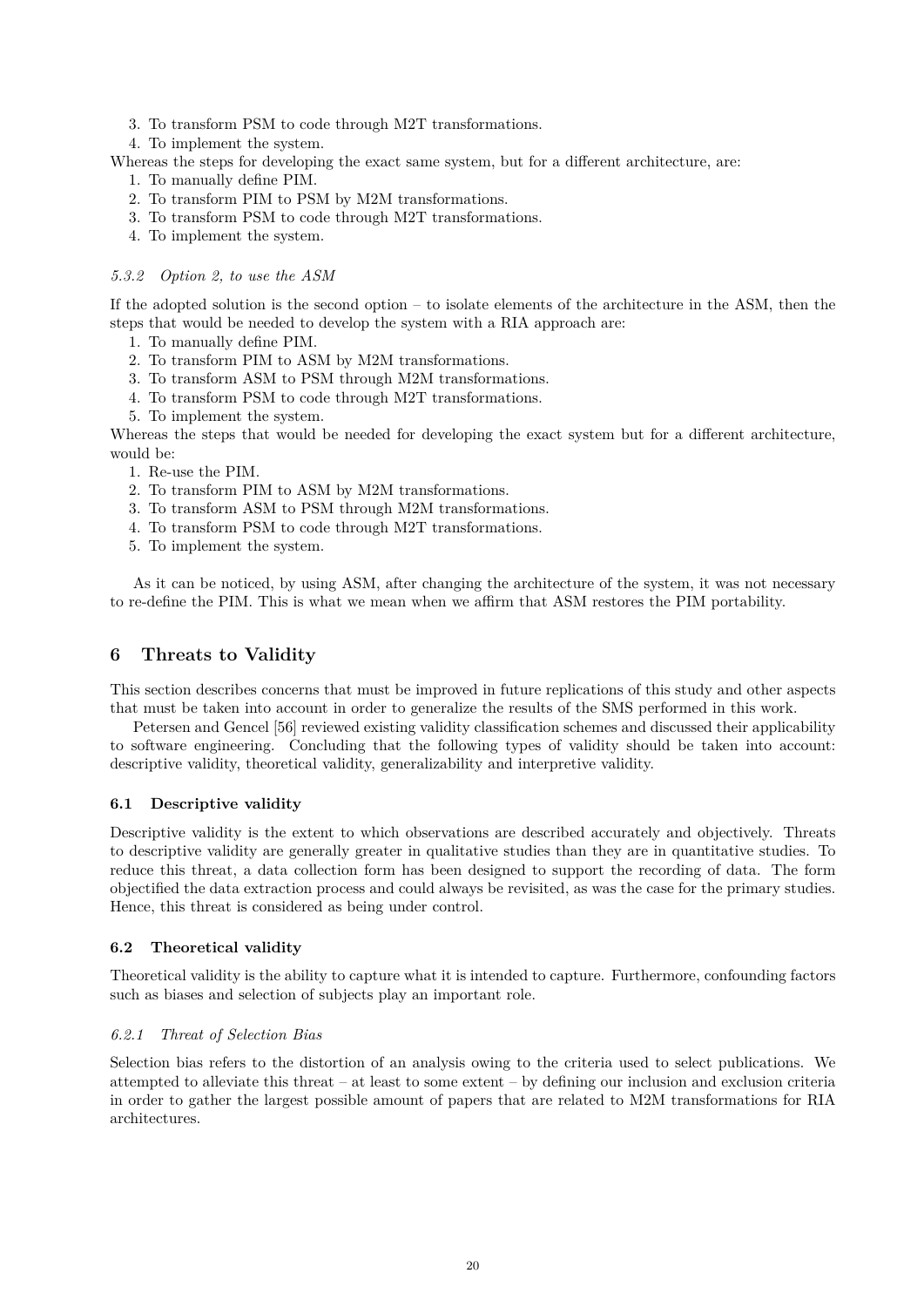3. To transform PSM to code through M2T transformations.
4. To implement the system.

Whereas the steps for developing the exact same system, but for a different architecture, are:

1. To manually define PIM.
2. To transform PIM to PSM by M2M transformations.
3. To transform PSM to code through M2T transformations.
4. To implement the system.

#### *5.3.2 Option 2, to use the ASM*

If the adopted solution is the second option – to isolate elements of the architecture in the ASM, then the steps that would be needed to develop the system with a RIA approach are:

1. To manually define PIM.
2. To transform PIM to ASM by M2M transformations.
3. To transform ASM to PSM through M2M transformations.
4. To transform PSM to code through M2T transformations.
5. To implement the system.

Whereas the steps that would be needed for developing the exact system but for a different architecture, would be:

1. Re-use the PIM.
2. To transform PIM to ASM by M2M transformations.
3. To transform ASM to PSM through M2M transformations.
4. To transform PSM to code through M2T transformations.
5. To implement the system.

As it can be noticed, by using ASM, after changing the architecture of the system, it was not necessary to re-define the PIM. This is what we mean when we affirm that ASM restores the PIM portability.

## 6 Threats to Validity

This section describes concerns that must be improved in future replications of this study and other aspects that must be taken into account in order to generalize the results of the SMS performed in this work.

Petersen and Gencel [56] reviewed existing validity classification schemes and discussed their applicability to software engineering. Concluding that the following types of validity should be taken into account: descriptive validity, theoretical validity, generalizability and interpretive validity.

### 6.1 Descriptive validity

Descriptive validity is the extent to which observations are described accurately and objectively. Threats to descriptive validity are generally greater in qualitative studies than they are in quantitative studies. To reduce this threat, a data collection form has been designed to support the recording of data. The form objectified the data extraction process and could always be revisited, as was the case for the primary studies. Hence, this threat is considered as being under control.

### 6.2 Theoretical validity

Theoretical validity is the ability to capture what it is intended to capture. Furthermore, confounding factors such as biases and selection of subjects play an important role.

#### *6.2.1 Threat of Selection Bias*

Selection bias refers to the distortion of an analysis owing to the criteria used to select publications. We attempted to alleviate this threat – at least to some extent – by defining our inclusion and exclusion criteria in order to gather the largest possible amount of papers that are related to M2M transformations for RIA architectures.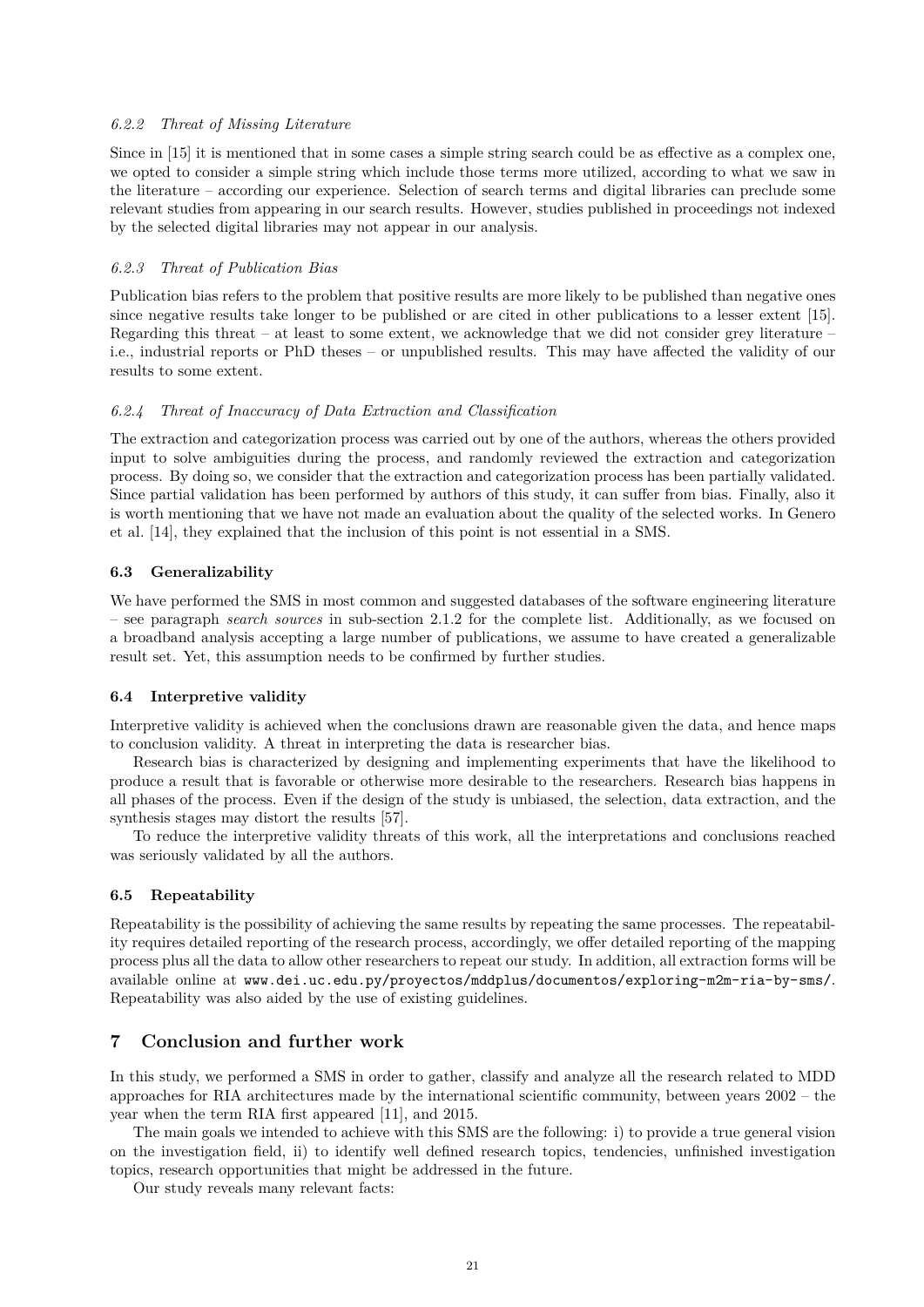#### 6.2.2 Threat of Missing Literature

Since in [15] it is mentioned that in some cases a simple string search could be as effective as a complex one, we opted to consider a simple string which include those terms more utilized, according to what we saw in the literature – according our experience. Selection of search terms and digital libraries can preclude some relevant studies from appearing in our search results. However, studies published in proceedings not indexed by the selected digital libraries may not appear in our analysis.

#### 6.2.3 Threat of Publication Bias

Publication bias refers to the problem that positive results are more likely to be published than negative ones since negative results take longer to be published or are cited in other publications to a lesser extent [15]. Regarding this threat – at least to some extent, we acknowledge that we did not consider grey literature – i.e., industrial reports or PhD theses – or unpublished results. This may have affected the validity of our results to some extent.

#### 6.2.4 Threat of Inaccuracy of Data Extraction and Classification

The extraction and categorization process was carried out by one of the authors, whereas the others provided input to solve ambiguities during the process, and randomly reviewed the extraction and categorization process. By doing so, we consider that the extraction and categorization process has been partially validated. Since partial validation has been performed by authors of this study, it can suffer from bias. Finally, also it is worth mentioning that we have not made an evaluation about the quality of the selected works. In Genero et al. [14], they explained that the inclusion of this point is not essential in a SMS.

### 6.3 Generalizability

We have performed the SMS in most common and suggested databases of the software engineering literature – see paragraph *search sources* in sub-section 2.1.2 for the complete list. Additionally, as we focused on a broadband analysis accepting a large number of publications, we assume to have created a generalizable result set. Yet, this assumption needs to be confirmed by further studies.

### 6.4 Interpretive validity

Interpretive validity is achieved when the conclusions drawn are reasonable given the data, and hence maps to conclusion validity. A threat in interpreting the data is researcher bias.

Research bias is characterized by designing and implementing experiments that have the likelihood to produce a result that is favorable or otherwise more desirable to the researchers. Research bias happens in all phases of the process. Even if the design of the study is unbiased, the selection, data extraction, and the synthesis stages may distort the results [57].

To reduce the interpretive validity threats of this work, all the interpretations and conclusions reached was seriously validated by all the authors.

### 6.5 Repeatability

Repeatability is the possibility of achieving the same results by repeating the same processes. The repeatability requires detailed reporting of the research process, accordingly, we offer detailed reporting of the mapping process plus all the data to allow other researchers to repeat our study. In addition, all extraction forms will be available online at `www.dei.uc.edu.py/proyectos/mddplus/documentos/exploring-m2m-ria-by-sms/`. Repeatability was also aided by the use of existing guidelines.

## 7 Conclusion and further work

In this study, we performed a SMS in order to gather, classify and analyze all the research related to MDD approaches for RIA architectures made by the international scientific community, between years 2002 – the year when the term RIA first appeared [11], and 2015.

The main goals we intended to achieve with this SMS are the following: i) to provide a true general vision on the investigation field, ii) to identify well defined research topics, tendencies, unfinished investigation topics, research opportunities that might be addressed in the future.

Our study reveals many relevant facts: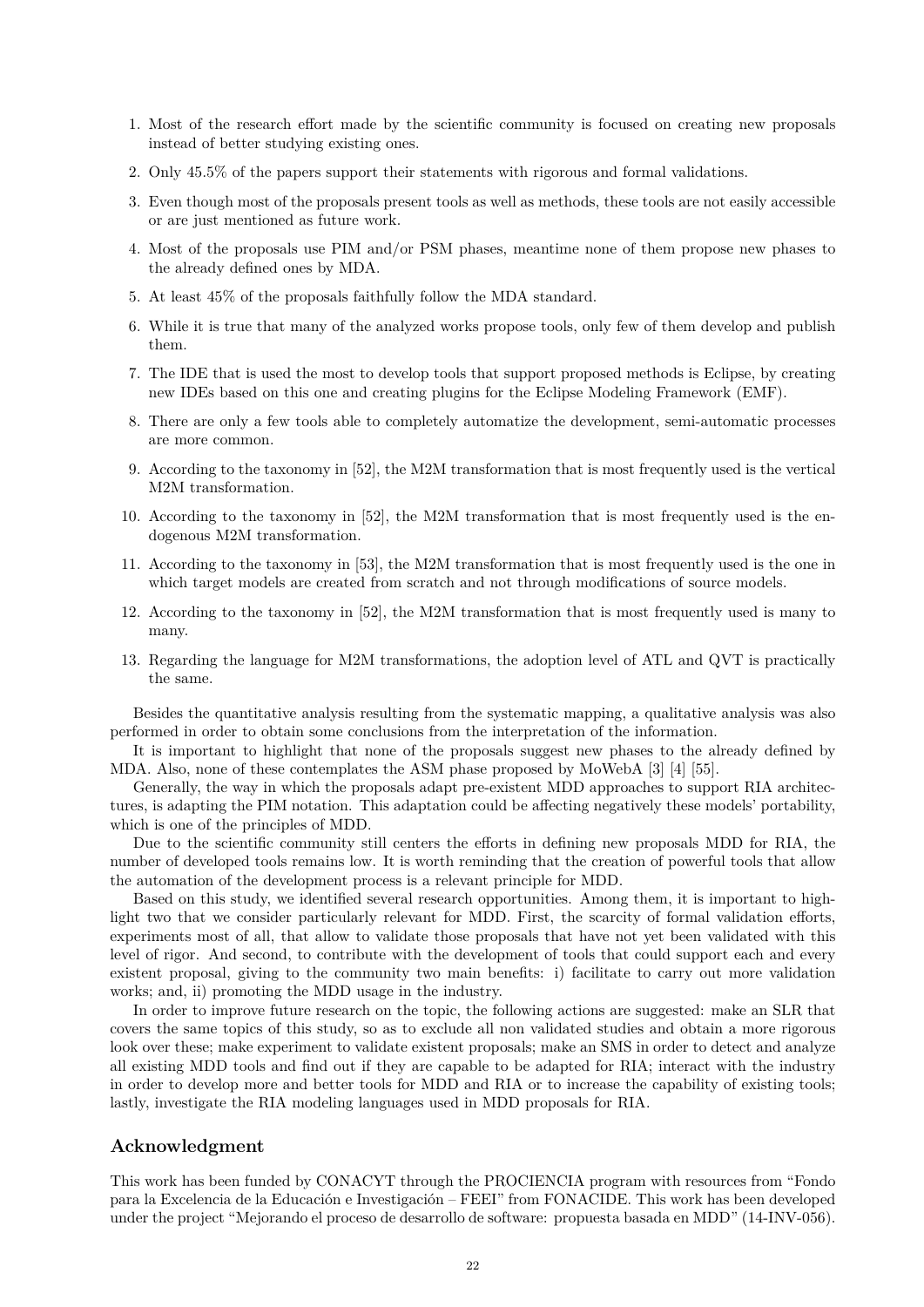1. Most of the research effort made by the scientific community is focused on creating new proposals instead of better studying existing ones.
2. Only 45.5% of the papers support their statements with rigorous and formal validations.
3. Even though most of the proposals present tools as well as methods, these tools are not easily accessible or are just mentioned as future work.
4. Most of the proposals use PIM and/or PSM phases, meantime none of them propose new phases to the already defined ones by MDA.
5. At least 45% of the proposals faithfully follow the MDA standard.
6. While it is true that many of the analyzed works propose tools, only few of them develop and publish them.
7. The IDE that is used the most to develop tools that support proposed methods is Eclipse, by creating new IDEs based on this one and creating plugins for the Eclipse Modeling Framework (EMF).
8. There are only a few tools able to completely automatize the development, semi-automatic processes are more common.
9. According to the taxonomy in [52], the M2M transformation that is most frequently used is the vertical M2M transformation.
10. According to the taxonomy in [52], the M2M transformation that is most frequently used is the endogenous M2M transformation.
11. According to the taxonomy in [53], the M2M transformation that is most frequently used is the one in which target models are created from scratch and not through modifications of source models.
12. According to the taxonomy in [52], the M2M transformation that is most frequently used is many to many.
13. Regarding the language for M2M transformations, the adoption level of ATL and QVT is practically the same.

Besides the quantitative analysis resulting from the systematic mapping, a qualitative analysis was also performed in order to obtain some conclusions from the interpretation of the information.

It is important to highlight that none of the proposals suggest new phases to the already defined by MDA. Also, none of these contemplates the ASM phase proposed by MoWebA [3] [4] [55].

Generally, the way in which the proposals adapt pre-existent MDD approaches to support RIA architectures, is adapting the PIM notation. This adaptation could be affecting negatively these models' portability, which is one of the principles of MDD.

Due to the scientific community still centers the efforts in defining new proposals MDD for RIA, the number of developed tools remains low. It is worth reminding that the creation of powerful tools that allow the automation of the development process is a relevant principle for MDD.

Based on this study, we identified several research opportunities. Among them, it is important to highlight two that we consider particularly relevant for MDD. First, the scarcity of formal validation efforts, experiments most of all, that allow to validate those proposals that have not yet been validated with this level of rigor. And second, to contribute with the development of tools that could support each and every existent proposal, giving to the community two main benefits: i) facilitate to carry out more validation works; and, ii) promoting the MDD usage in the industry.

In order to improve future research on the topic, the following actions are suggested: make an SLR that covers the same topics of this study, so as to exclude all non validated studies and obtain a more rigorous look over these; make experiment to validate existent proposals; make an SMS in order to detect and analyze all existing MDD tools and find out if they are capable to be adapted for RIA; interact with the industry in order to develop more and better tools for MDD and RIA or to increase the capability of existing tools; lastly, investigate the RIA modeling languages used in MDD proposals for RIA.

## Acknowledgment

This work has been funded by CONACYT through the PROCIENCIA program with resources from "Fondo para la Excelencia de la Educación e Investigación – FEEI" from FONACIDE. This work has been developed under the project "Mejorando el proceso de desarrollo de software: propuesta basada en MDD" (14-INV-056).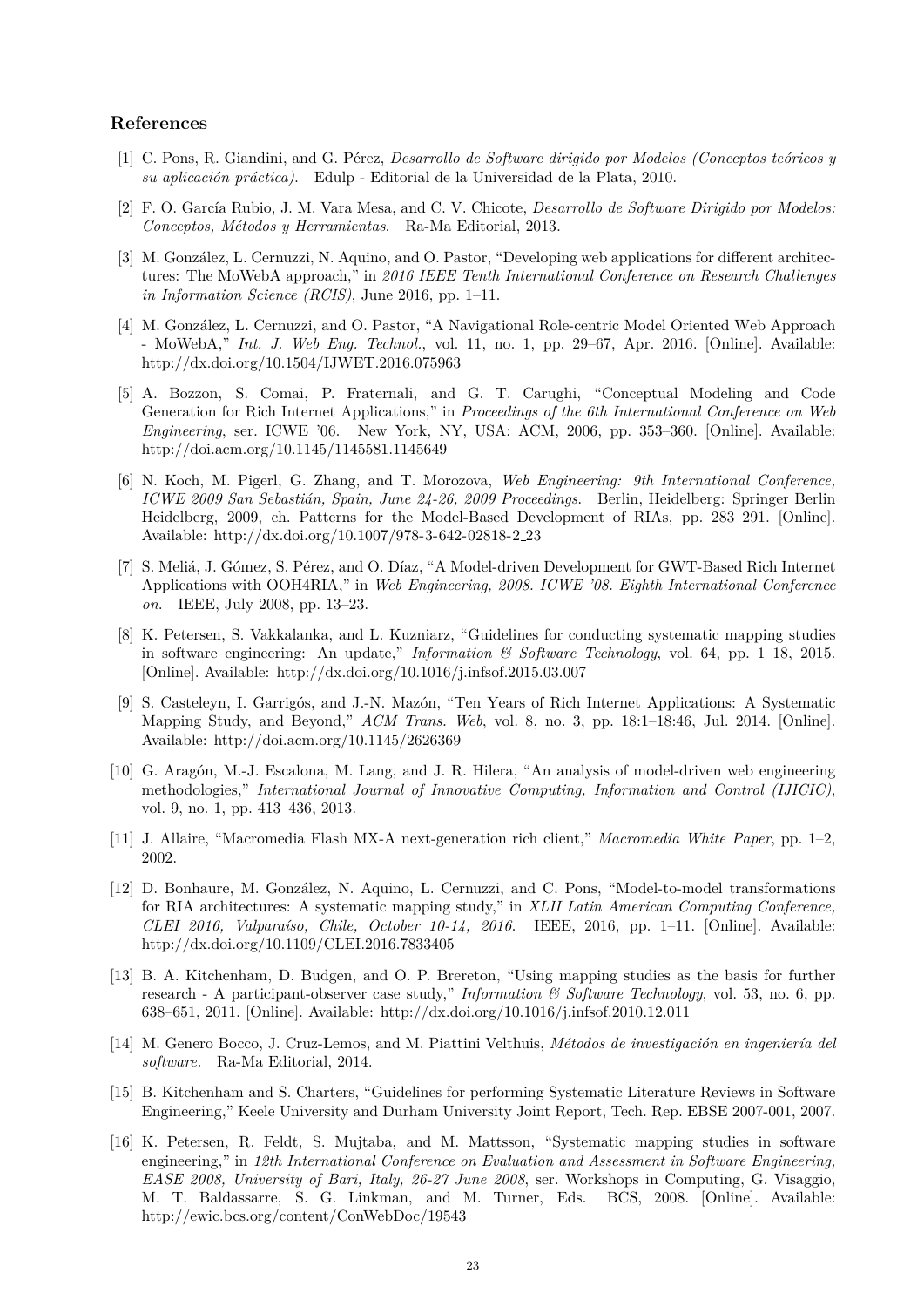## References

[1] C. Pons, R. Giandini, and G. Pérez, *Desarrollo de Software dirigido por Modelos (Conceptos teóricos y su aplicación práctica).* Edulp - Editorial de la Universidad de la Plata, 2010.

[2] F. O. García Rubio, J. M. Vara Mesa, and C. V. Chicote, *Desarrollo de Software Dirigido por Modelos: Conceptos, Métodos y Herramientas.* Ra-Ma Editorial, 2013.

[3] M. González, L. Cernuzzi, N. Aquino, and O. Pastor, "Developing web applications for different architectures: The MoWebA approach," in *2016 IEEE Tenth International Conference on Research Challenges in Information Science (RCIS)*, June 2016, pp. 1–11.

[4] M. González, L. Cernuzzi, and O. Pastor, "A Navigational Role-centric Model Oriented Web Approach - MoWebA," *Int. J. Web Eng. Technol.*, vol. 11, no. 1, pp. 29–67, Apr. 2016. [Online]. Available: http://dx.doi.org/10.1504/IJWET.2016.075963

[5] A. Bozzon, S. Comai, P. Fraternali, and G. T. Carughi, "Conceptual Modeling and Code Generation for Rich Internet Applications," in *Proceedings of the 6th International Conference on Web Engineering*, ser. ICWE '06. New York, NY, USA: ACM, 2006, pp. 353–360. [Online]. Available: http://doi.acm.org/10.1145/1145581.1145649

[6] N. Koch, M. Pigerl, G. Zhang, and T. Morozova, *Web Engineering: 9th International Conference, ICWE 2009 San Sebastián, Spain, June 24-26, 2009 Proceedings.* Berlin, Heidelberg: Springer Berlin Heidelberg, 2009, ch. Patterns for the Model-Based Development of RIAs, pp. 283–291. [Online]. Available: http://dx.doi.org/10.1007/978-3-642-02818-2_23

[7] S. Meliá, J. Gómez, S. Pérez, and O. Díaz, "A Model-driven Development for GWT-Based Rich Internet Applications with OOH4RIA," in *Web Engineering, 2008. ICWE '08. Eighth International Conference on.* IEEE, July 2008, pp. 13–23.

[8] K. Petersen, S. Vakkalanka, and L. Kuzniarz, "Guidelines for conducting systematic mapping studies in software engineering: An update," *Information & Software Technology*, vol. 64, pp. 1–18, 2015. [Online]. Available: http://dx.doi.org/10.1016/j.infsof.2015.03.007

[9] S. Casteleyn, I. Garrigós, and J.-N. Mazón, "Ten Years of Rich Internet Applications: A Systematic Mapping Study, and Beyond," *ACM Trans. Web*, vol. 8, no. 3, pp. 18:1–18:46, Jul. 2014. [Online]. Available: http://doi.acm.org/10.1145/2626369

[10] G. Aragón, M.-J. Escalona, M. Lang, and J. R. Hilera, "An analysis of model-driven web engineering methodologies," *International Journal of Innovative Computing, Information and Control (IJICIC)*, vol. 9, no. 1, pp. 413–436, 2013.

[11] J. Allaire, "Macromedia Flash MX-A next-generation rich client," *Macromedia White Paper*, pp. 1–2, 2002.

[12] D. Bonhaure, M. González, N. Aquino, L. Cernuzzi, and C. Pons, "Model-to-model transformations for RIA architectures: A systematic mapping study," in *XLII Latin American Computing Conference, CLEI 2016, Valparaíso, Chile, October 10-14, 2016.* IEEE, 2016, pp. 1–11. [Online]. Available: http://dx.doi.org/10.1109/CLEI.2016.7833405

[13] B. A. Kitchenham, D. Budgen, and O. P. Brereton, "Using mapping studies as the basis for further research - A participant-observer case study," *Information & Software Technology*, vol. 53, no. 6, pp. 638–651, 2011. [Online]. Available: http://dx.doi.org/10.1016/j.infsof.2010.12.011

[14] M. Genero Bocco, J. Cruz-Lemos, and M. Piattini Velthuis, *Métodos de investigación en ingeniería del software.* Ra-Ma Editorial, 2014.

[15] B. Kitchenham and S. Charters, "Guidelines for performing Systematic Literature Reviews in Software Engineering," Keele University and Durham University Joint Report, Tech. Rep. EBSE 2007-001, 2007.

[16] K. Petersen, R. Feldt, S. Mujtaba, and M. Mattsson, "Systematic mapping studies in software engineering," in *12th International Conference on Evaluation and Assessment in Software Engineering, EASE 2008, University of Bari, Italy, 26-27 June 2008*, ser. Workshops in Computing, G. Visaggio, M. T. Baldassarre, S. G. Linkman, and M. Turner, Eds. BCS, 2008. [Online]. Available: http://ewic.bcs.org/content/ConWebDoc/19543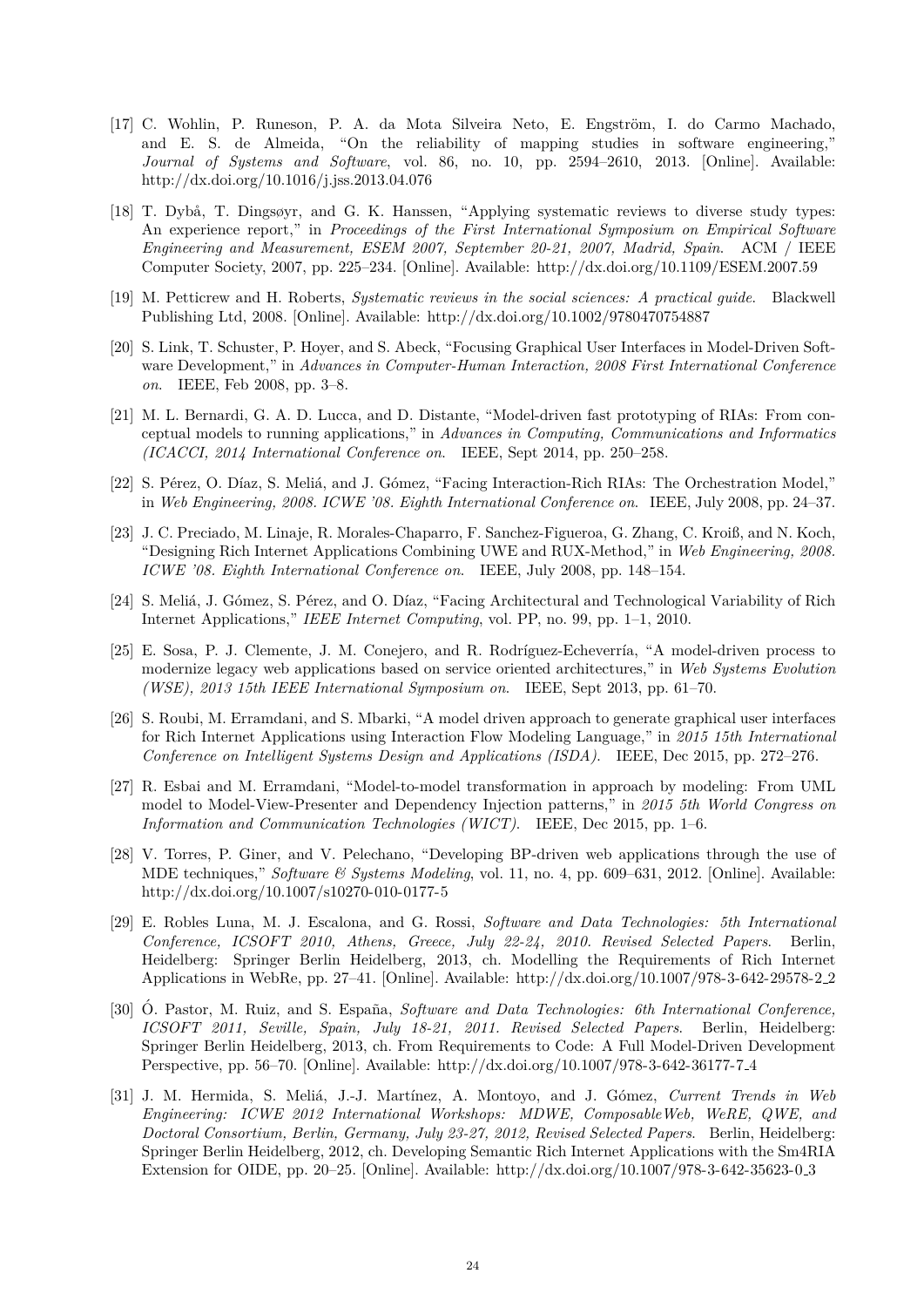[17] C. Wohlin, P. Runeson, P. A. da Mota Silveira Neto, E. Engström, I. do Carmo Machado, and E. S. de Almeida, "On the reliability of mapping studies in software engineering," *Journal of Systems and Software*, vol. 86, no. 10, pp. 2594–2610, 2013. [Online]. Available: http://dx.doi.org/10.1016/j.jss.2013.04.076

[18] T. Dybå, T. Dingsøyr, and G. K. Hanssen, "Applying systematic reviews to diverse study types: An experience report," in *Proceedings of the First International Symposium on Empirical Software Engineering and Measurement, ESEM 2007, September 20-21, 2007, Madrid, Spain*. ACM / IEEE Computer Society, 2007, pp. 225–234. [Online]. Available: http://dx.doi.org/10.1109/ESEM.2007.59

[19] M. Petticrew and H. Roberts, *Systematic reviews in the social sciences: A practical guide*. Blackwell Publishing Ltd, 2008. [Online]. Available: http://dx.doi.org/10.1002/9780470754887

[20] S. Link, T. Schuster, P. Hoyer, and S. Abeck, "Focusing Graphical User Interfaces in Model-Driven Software Development," in *Advances in Computer-Human Interaction, 2008 First International Conference on*. IEEE, Feb 2008, pp. 3–8.

[21] M. L. Bernardi, G. A. D. Lucca, and D. Distante, "Model-driven fast prototyping of RIAs: From conceptual models to running applications," in *Advances in Computing, Communications and Informatics (ICACCI, 2014 International Conference on*. IEEE, Sept 2014, pp. 250–258.

[22] S. Pérez, O. Díaz, S. Meliá, and J. Gómez, "Facing Interaction-Rich RIAs: The Orchestration Model," in *Web Engineering, 2008. ICWE '08. Eighth International Conference on*. IEEE, July 2008, pp. 24–37.

[23] J. C. Preciado, M. Linaje, R. Morales-Chaparro, F. Sanchez-Figueroa, G. Zhang, C. Kroiß, and N. Koch, "Designing Rich Internet Applications Combining UWE and RUX-Method," in *Web Engineering, 2008. ICWE '08. Eighth International Conference on*. IEEE, July 2008, pp. 148–154.

[24] S. Meliá, J. Gómez, S. Pérez, and O. Díaz, "Facing Architectural and Technological Variability of Rich Internet Applications," *IEEE Internet Computing*, vol. PP, no. 99, pp. 1–1, 2010.

[25] E. Sosa, P. J. Clemente, J. M. Conejero, and R. Rodríguez-Echeverría, "A model-driven process to modernize legacy web applications based on service oriented architectures," in *Web Systems Evolution (WSE), 2013 15th IEEE International Symposium on*. IEEE, Sept 2013, pp. 61–70.

[26] S. Roubi, M. Erramdani, and S. Mbarki, "A model driven approach to generate graphical user interfaces for Rich Internet Applications using Interaction Flow Modeling Language," in *2015 15th International Conference on Intelligent Systems Design and Applications (ISDA)*. IEEE, Dec 2015, pp. 272–276.

[27] R. Esbai and M. Erramdani, "Model-to-model transformation in approach by modeling: From UML model to Model-View-Presenter and Dependency Injection patterns," in *2015 5th World Congress on Information and Communication Technologies (WICT)*. IEEE, Dec 2015, pp. 1–6.

[28] V. Torres, P. Giner, and V. Pelechano, "Developing BP-driven web applications through the use of MDE techniques," *Software & Systems Modeling*, vol. 11, no. 4, pp. 609–631, 2012. [Online]. Available: http://dx.doi.org/10.1007/s10270-010-0177-5

[29] E. Robles Luna, M. J. Escalona, and G. Rossi, *Software and Data Technologies: 5th International Conference, ICSOFT 2010, Athens, Greece, July 22-24, 2010. Revised Selected Papers*. Berlin, Heidelberg: Springer Berlin Heidelberg, 2013, ch. Modelling the Requirements of Rich Internet Applications in WebRe, pp. 27–41. [Online]. Available: http://dx.doi.org/10.1007/978-3-642-29578-2_2

[30] Ó. Pastor, M. Ruiz, and S. España, *Software and Data Technologies: 6th International Conference, ICSOFT 2011, Seville, Spain, July 18-21, 2011. Revised Selected Papers*. Berlin, Heidelberg: Springer Berlin Heidelberg, 2013, ch. From Requirements to Code: A Full Model-Driven Development Perspective, pp. 56–70. [Online]. Available: http://dx.doi.org/10.1007/978-3-642-36177-7_4

[31] J. M. Hermida, S. Meliá, J.-J. Martínez, A. Montoyo, and J. Gómez, *Current Trends in Web Engineering: ICWE 2012 International Workshops: MDWE, ComposableWeb, WeRE, QWE, and Doctoral Consortium, Berlin, Germany, July 23-27, 2012, Revised Selected Papers*. Berlin, Heidelberg: Springer Berlin Heidelberg, 2012, ch. Developing Semantic Rich Internet Applications with the Sm4RIA Extension for OIDE, pp. 20–25. [Online]. Available: http://dx.doi.org/10.1007/978-3-642-35623-0_3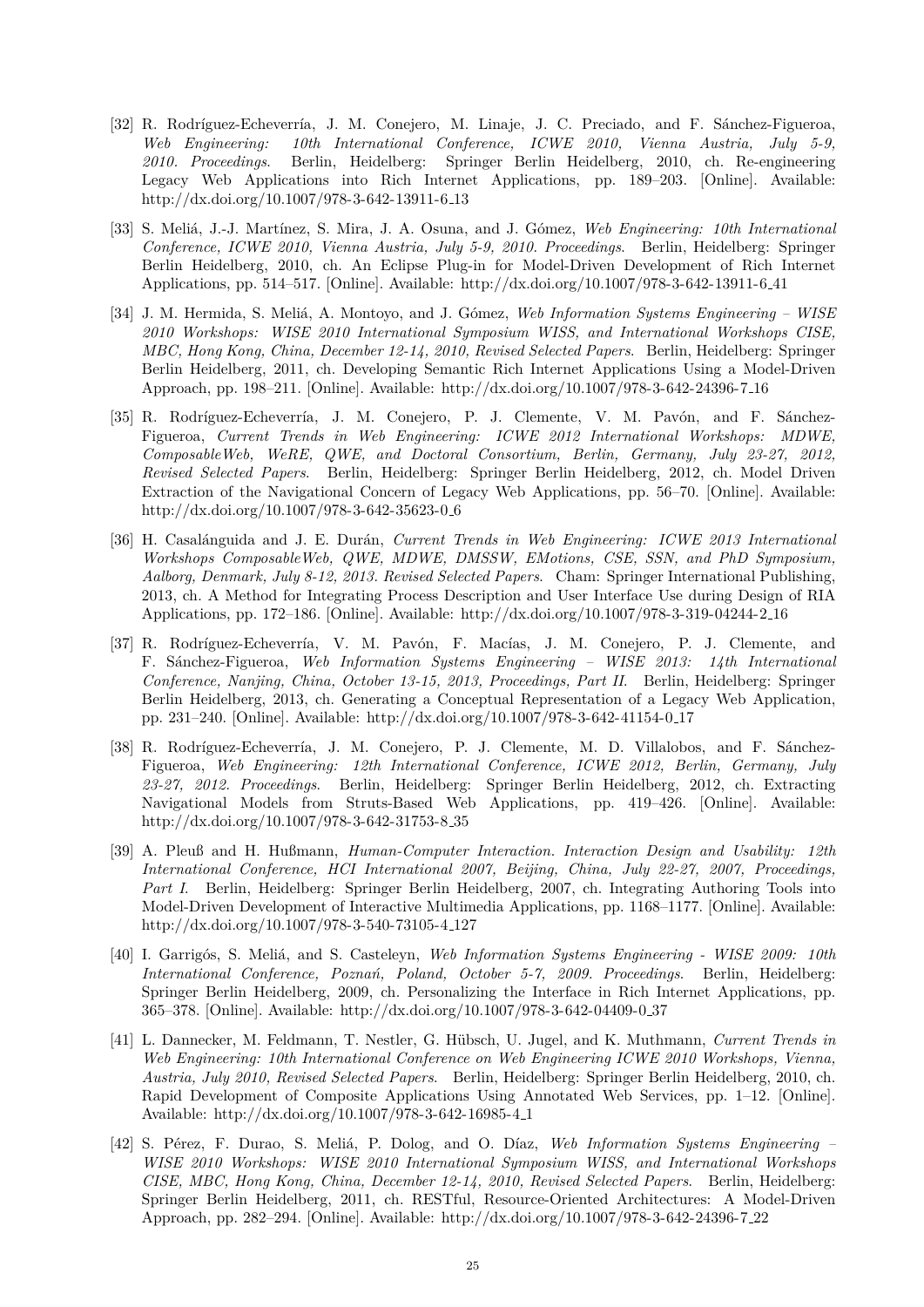[32] R. Rodríguez-Echeverría, J. M. Conejero, M. Linaje, J. C. Preciado, and F. Sánchez-Figueroa, *Web Engineering: 10th International Conference, ICWE 2010, Vienna Austria, July 5-9, 2010. Proceedings*. Berlin, Heidelberg: Springer Berlin Heidelberg, 2010, ch. Re-engineering Legacy Web Applications into Rich Internet Applications, pp. 189–203. [Online]. Available: http://dx.doi.org/10.1007/978-3-642-13911-6_13

[33] S. Meliá, J.-J. Martínez, S. Mira, J. A. Osuna, and J. Gómez, *Web Engineering: 10th International Conference, ICWE 2010, Vienna Austria, July 5-9, 2010. Proceedings*. Berlin, Heidelberg: Springer Berlin Heidelberg, 2010, ch. An Eclipse Plug-in for Model-Driven Development of Rich Internet Applications, pp. 514–517. [Online]. Available: http://dx.doi.org/10.1007/978-3-642-13911-6_41

[34] J. M. Hermida, S. Meliá, A. Montoyo, and J. Gómez, *Web Information Systems Engineering – WISE 2010 Workshops: WISE 2010 International Symposium WISS, and International Workshops CISE, MBC, Hong Kong, China, December 12-14, 2010, Revised Selected Papers*. Berlin, Heidelberg: Springer Berlin Heidelberg, 2011, ch. Developing Semantic Rich Internet Applications Using a Model-Driven Approach, pp. 198–211. [Online]. Available: http://dx.doi.org/10.1007/978-3-642-24396-7_16

[35] R. Rodríguez-Echeverría, J. M. Conejero, P. J. Clemente, V. M. Pavón, and F. Sánchez-Figueroa, *Current Trends in Web Engineering: ICWE 2012 International Workshops: MDWE, ComposableWeb, WeRE, QWE, and Doctoral Consortium, Berlin, Germany, July 23-27, 2012, Revised Selected Papers*. Berlin, Heidelberg: Springer Berlin Heidelberg, 2012, ch. Model Driven Extraction of the Navigational Concern of Legacy Web Applications, pp. 56–70. [Online]. Available: http://dx.doi.org/10.1007/978-3-642-35623-0_6

[36] H. Casalánguida and J. E. Durán, *Current Trends in Web Engineering: ICWE 2013 International Workshops ComposableWeb, QWE, MDWE, DMSSW, EMotions, CSE, SSN, and PhD Symposium, Aalborg, Denmark, July 8-12, 2013. Revised Selected Papers*. Cham: Springer International Publishing, 2013, ch. A Method for Integrating Process Description and User Interface Use during Design of RIA Applications, pp. 172–186. [Online]. Available: http://dx.doi.org/10.1007/978-3-319-04244-2_16

[37] R. Rodríguez-Echeverría, V. M. Pavón, F. Macías, J. M. Conejero, P. J. Clemente, and F. Sánchez-Figueroa, *Web Information Systems Engineering – WISE 2013: 14th International Conference, Nanjing, China, October 13-15, 2013, Proceedings, Part II*. Berlin, Heidelberg: Springer Berlin Heidelberg, 2013, ch. Generating a Conceptual Representation of a Legacy Web Application, pp. 231–240. [Online]. Available: http://dx.doi.org/10.1007/978-3-642-41154-0_17

[38] R. Rodríguez-Echeverría, J. M. Conejero, P. J. Clemente, M. D. Villalobos, and F. Sánchez-Figueroa, *Web Engineering: 12th International Conference, ICWE 2012, Berlin, Germany, July 23-27, 2012. Proceedings*. Berlin, Heidelberg: Springer Berlin Heidelberg, 2012, ch. Extracting Navigational Models from Struts-Based Web Applications, pp. 419–426. [Online]. Available: http://dx.doi.org/10.1007/978-3-642-31753-8_35

[39] A. Pleuß and H. Hußmann, *Human-Computer Interaction. Interaction Design and Usability: 12th International Conference, HCI International 2007, Beijing, China, July 22-27, 2007, Proceedings, Part I*. Berlin, Heidelberg: Springer Berlin Heidelberg, 2007, ch. Integrating Authoring Tools into Model-Driven Development of Interactive Multimedia Applications, pp. 1168–1177. [Online]. Available: http://dx.doi.org/10.1007/978-3-540-73105-4_127

[40] I. Garrigós, S. Meliá, and S. Casteleyn, *Web Information Systems Engineering - WISE 2009: 10th International Conference, Poznań, Poland, October 5-7, 2009. Proceedings*. Berlin, Heidelberg: Springer Berlin Heidelberg, 2009, ch. Personalizing the Interface in Rich Internet Applications, pp. 365–378. [Online]. Available: http://dx.doi.org/10.1007/978-3-642-04409-0_37

[41] L. Dannecker, M. Feldmann, T. Nestler, G. Hübsch, U. Jugel, and K. Muthmann, *Current Trends in Web Engineering: 10th International Conference on Web Engineering ICWE 2010 Workshops, Vienna, Austria, July 2010, Revised Selected Papers*. Berlin, Heidelberg: Springer Berlin Heidelberg, 2010, ch. Rapid Development of Composite Applications Using Annotated Web Services, pp. 1–12. [Online]. Available: http://dx.doi.org/10.1007/978-3-642-16985-4_1

[42] S. Pérez, F. Durao, S. Meliá, P. Dolog, and O. Díaz, *Web Information Systems Engineering – WISE 2010 Workshops: WISE 2010 International Symposium WISS, and International Workshops CISE, MBC, Hong Kong, China, December 12-14, 2010, Revised Selected Papers*. Berlin, Heidelberg: Springer Berlin Heidelberg, 2011, ch. RESTful, Resource-Oriented Architectures: A Model-Driven Approach, pp. 282–294. [Online]. Available: http://dx.doi.org/10.1007/978-3-642-24396-7_22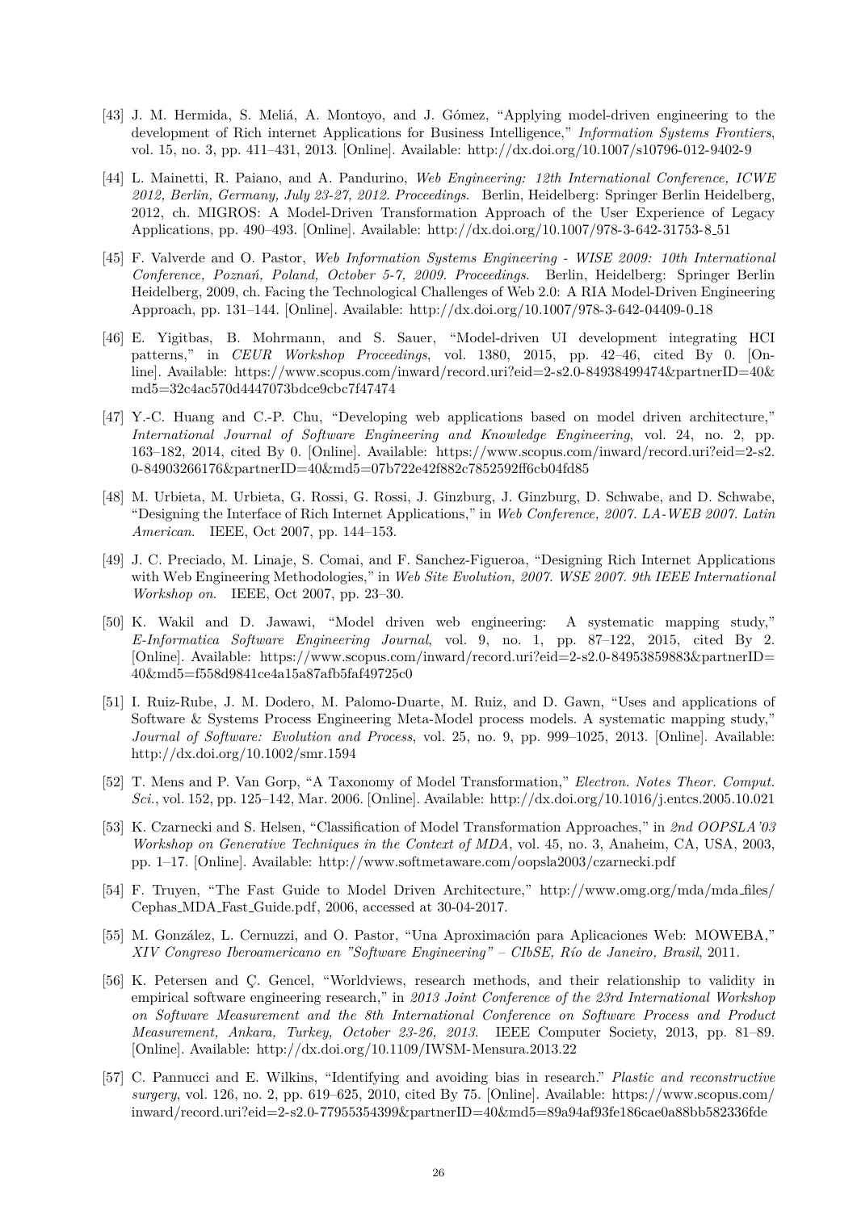[43] J. M. Hermida, S. Meliá, A. Montoyo, and J. Gómez, "Applying model-driven engineering to the development of Rich internet Applications for Business Intelligence," *Information Systems Frontiers*, vol. 15, no. 3, pp. 411–431, 2013. [Online]. Available: http://dx.doi.org/10.1007/s10796-012-9402-9

[44] L. Mainetti, R. Paiano, and A. Pandurino, *Web Engineering: 12th International Conference, ICWE 2012, Berlin, Germany, July 23-27, 2012. Proceedings*. Berlin, Heidelberg: Springer Berlin Heidelberg, 2012, ch. MIGROS: A Model-Driven Transformation Approach of the User Experience of Legacy Applications, pp. 490–493. [Online]. Available: http://dx.doi.org/10.1007/978-3-642-31753-8_51

[45] F. Valverde and O. Pastor, *Web Information Systems Engineering - WISE 2009: 10th International Conference, Poznań, Poland, October 5-7, 2009. Proceedings*. Berlin, Heidelberg: Springer Berlin Heidelberg, 2009, ch. Facing the Technological Challenges of Web 2.0: A RIA Model-Driven Engineering Approach, pp. 131–144. [Online]. Available: http://dx.doi.org/10.1007/978-3-642-04409-0_18

[46] E. Yigitbas, B. Mohrmann, and S. Sauer, "Model-driven UI development integrating HCI patterns," in *CEUR Workshop Proceedings*, vol. 1380, 2015, pp. 42–46, cited By 0. [Online]. Available: https://www.scopus.com/inward/record.uri?eid=2-s2.0-84938499474&partnerID=40&md5=32c4ac570d4447073bdce9cbc7f47474

[47] Y.-C. Huang and C.-P. Chu, "Developing web applications based on model driven architecture," *International Journal of Software Engineering and Knowledge Engineering*, vol. 24, no. 2, pp. 163–182, 2014, cited By 0. [Online]. Available: https://www.scopus.com/inward/record.uri?eid=2-s2.0-84903266176&partnerID=40&md5=07b722e42f882c7852592ff6cb04fd85

[48] M. Urbieta, M. Urbieta, G. Rossi, G. Rossi, J. Ginzburg, J. Ginzburg, D. Schwabe, and D. Schwabe, "Designing the Interface of Rich Internet Applications," in *Web Conference, 2007. LA-WEB 2007. Latin American*. IEEE, Oct 2007, pp. 144–153.

[49] J. C. Preciado, M. Linaje, S. Comai, and F. Sanchez-Figueroa, "Designing Rich Internet Applications with Web Engineering Methodologies," in *Web Site Evolution, 2007. WSE 2007. 9th IEEE International Workshop on*. IEEE, Oct 2007, pp. 23–30.

[50] K. Wakil and D. Jawawi, "Model driven web engineering: A systematic mapping study," *E-Informatica Software Engineering Journal*, vol. 9, no. 1, pp. 87–122, 2015, cited By 2. [Online]. Available: https://www.scopus.com/inward/record.uri?eid=2-s2.0-84953859883&partnerID=40&md5=f558d9841ce4a15a87afb5faf49725c0

[51] I. Ruiz-Rube, J. M. Dodero, M. Palomo-Duarte, M. Ruiz, and D. Gawn, "Uses and applications of Software & Systems Process Engineering Meta-Model process models. A systematic mapping study," *Journal of Software: Evolution and Process*, vol. 25, no. 9, pp. 999–1025, 2013. [Online]. Available: http://dx.doi.org/10.1002/smr.1594

[52] T. Mens and P. Van Gorp, "A Taxonomy of Model Transformation," *Electron. Notes Theor. Comput. Sci.*, vol. 152, pp. 125–142, Mar. 2006. [Online]. Available: http://dx.doi.org/10.1016/j.entcs.2005.10.021

[53] K. Czarnecki and S. Helsen, "Classification of Model Transformation Approaches," in *2nd OOPSLA'03 Workshop on Generative Techniques in the Context of MDA*, vol. 45, no. 3, Anaheim, CA, USA, 2003, pp. 1–17. [Online]. Available: http://www.softmetaware.com/oopsla2003/czarnecki.pdf

[54] F. Truyen, "The Fast Guide to Model Driven Architecture," http://www.omg.org/mda/mda_files/Cephas_MDA_Fast_Guide.pdf, 2006, accessed at 30-04-2017.

[55] M. González, L. Cernuzzi, and O. Pastor, "Una Aproximación para Aplicaciones Web: MOWEBA," *XIV Congreso Iberoamericano en "Software Engineering" – CIbSE, Río de Janeiro, Brasil*, 2011.

[56] K. Petersen and Ç. Gencel, "Worldviews, research methods, and their relationship to validity in empirical software engineering research," in *2013 Joint Conference of the 23rd International Workshop on Software Measurement and the 8th International Conference on Software Process and Product Measurement, Ankara, Turkey, October 23-26, 2013*. IEEE Computer Society, 2013, pp. 81–89. [Online]. Available: http://dx.doi.org/10.1109/IWSM-Mensura.2013.22

[57] C. Pannucci and E. Wilkins, "Identifying and avoiding bias in research." *Plastic and reconstructive surgery*, vol. 126, no. 2, pp. 619–625, 2010, cited By 75. [Online]. Available: https://www.scopus.com/inward/record.uri?eid=2-s2.0-77955354399&partnerID=40&md5=89a94af93fe186cae0a88bb582336fde